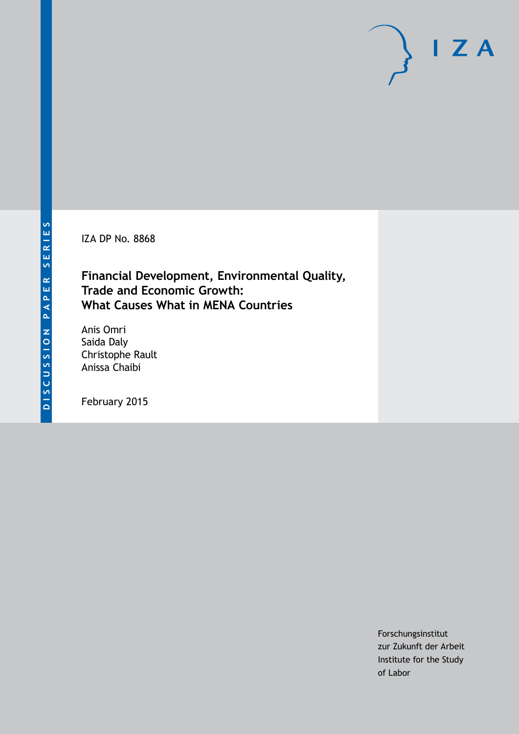DISCUSSION PAPER SERIES

IZA

IZA DP No. 8868

# Financial Development, Environmental Quality, Trade and Economic Growth: What Causes What in MENA Countries

Anis Omri
Saida Daly
Christophe Rault
Anissa Chaibi

February 2015

Forschungsinstitut
zur Zukunft der Arbeit
Institute for the Study
of Labor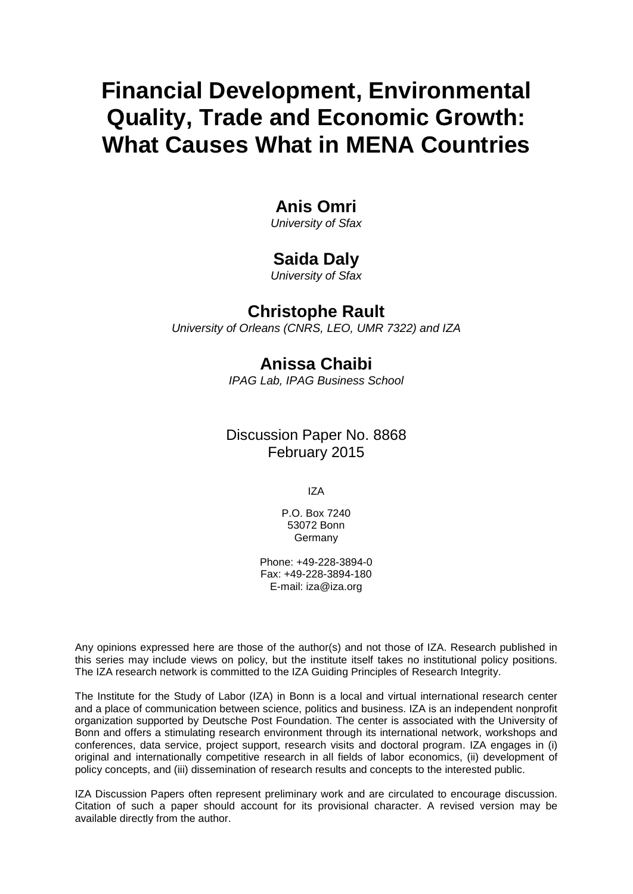# Financial Development, Environmental Quality, Trade and Economic Growth: What Causes What in MENA Countries

## Anis Omri

*University of Sfax*

## Saida Daly

*University of Sfax*

## Christophe Rault

*University of Orleans (CNRS, LEO, UMR 7322) and IZA*

## Anissa Chaibi

*IPAG Lab, IPAG Business School*

Discussion Paper No. 8868
February 2015

IZA

P.O. Box 7240
53072 Bonn
Germany

Phone: +49-228-3894-0
Fax: +49-228-3894-180
E-mail: iza@iza.org

Any opinions expressed here are those of the author(s) and not those of IZA. Research published in this series may include views on policy, but the institute itself takes no institutional policy positions. The IZA research network is committed to the IZA Guiding Principles of Research Integrity.

The Institute for the Study of Labor (IZA) in Bonn is a local and virtual international research center and a place of communication between science, politics and business. IZA is an independent nonprofit organization supported by Deutsche Post Foundation. The center is associated with the University of Bonn and offers a stimulating research environment through its international network, workshops and conferences, data service, project support, research visits and doctoral program. IZA engages in (i) original and internationally competitive research in all fields of labor economics, (ii) development of policy concepts, and (iii) dissemination of research results and concepts to the interested public.

IZA Discussion Papers often represent preliminary work and are circulated to encourage discussion. Citation of such a paper should account for its provisional character. A revised version may be available directly from the author.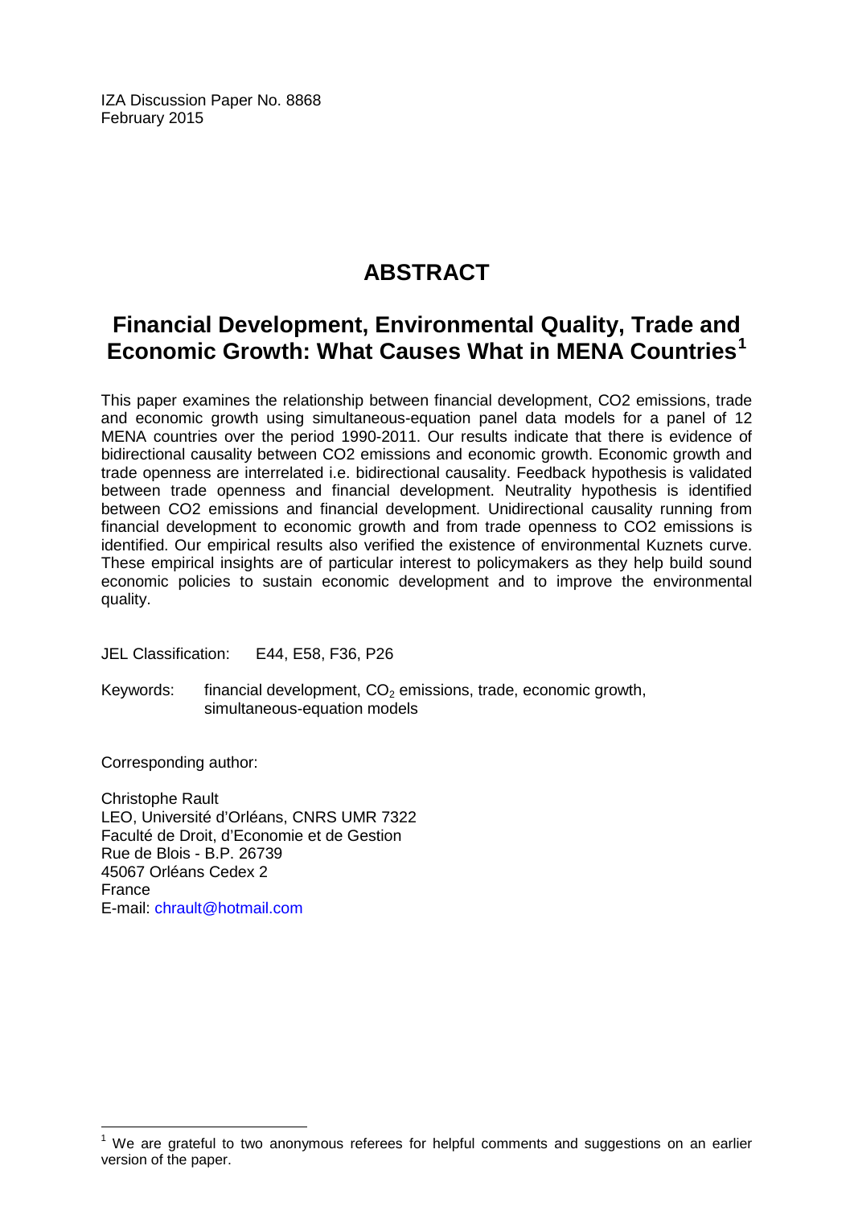IZA Discussion Paper No. 8868
February 2015

# ABSTRACT

## Financial Development, Environmental Quality, Trade and Economic Growth: What Causes What in MENA Countries[1]

This paper examines the relationship between financial development, CO2 emissions, trade and economic growth using simultaneous-equation panel data models for a panel of 12 MENA countries over the period 1990-2011. Our results indicate that there is evidence of bidirectional causality between CO2 emissions and economic growth. Economic growth and trade openness are interrelated i.e. bidirectional causality. Feedback hypothesis is validated between trade openness and financial development. Neutrality hypothesis is identified between CO2 emissions and financial development. Unidirectional causality running from financial development to economic growth and from trade openness to CO2 emissions is identified. Our empirical results also verified the existence of environmental Kuznets curve. These empirical insights are of particular interest to policymakers as they help build sound economic policies to sustain economic development and to improve the environmental quality.

JEL Classification: E44, E58, F36, P26

Keywords: financial development, $CO_2$ emissions, trade, economic growth, simultaneous-equation models

Corresponding author:

Christophe Rault
LEO, Université d'Orléans, CNRS UMR 7322
Faculté de Droit, d'Economie et de Gestion
Rue de Blois - B.P. 26739
45067 Orléans Cedex 2
France
E-mail: chrault@hotmail.com

[1] We are grateful to two anonymous referees for helpful comments and suggestions on an earlier version of the paper.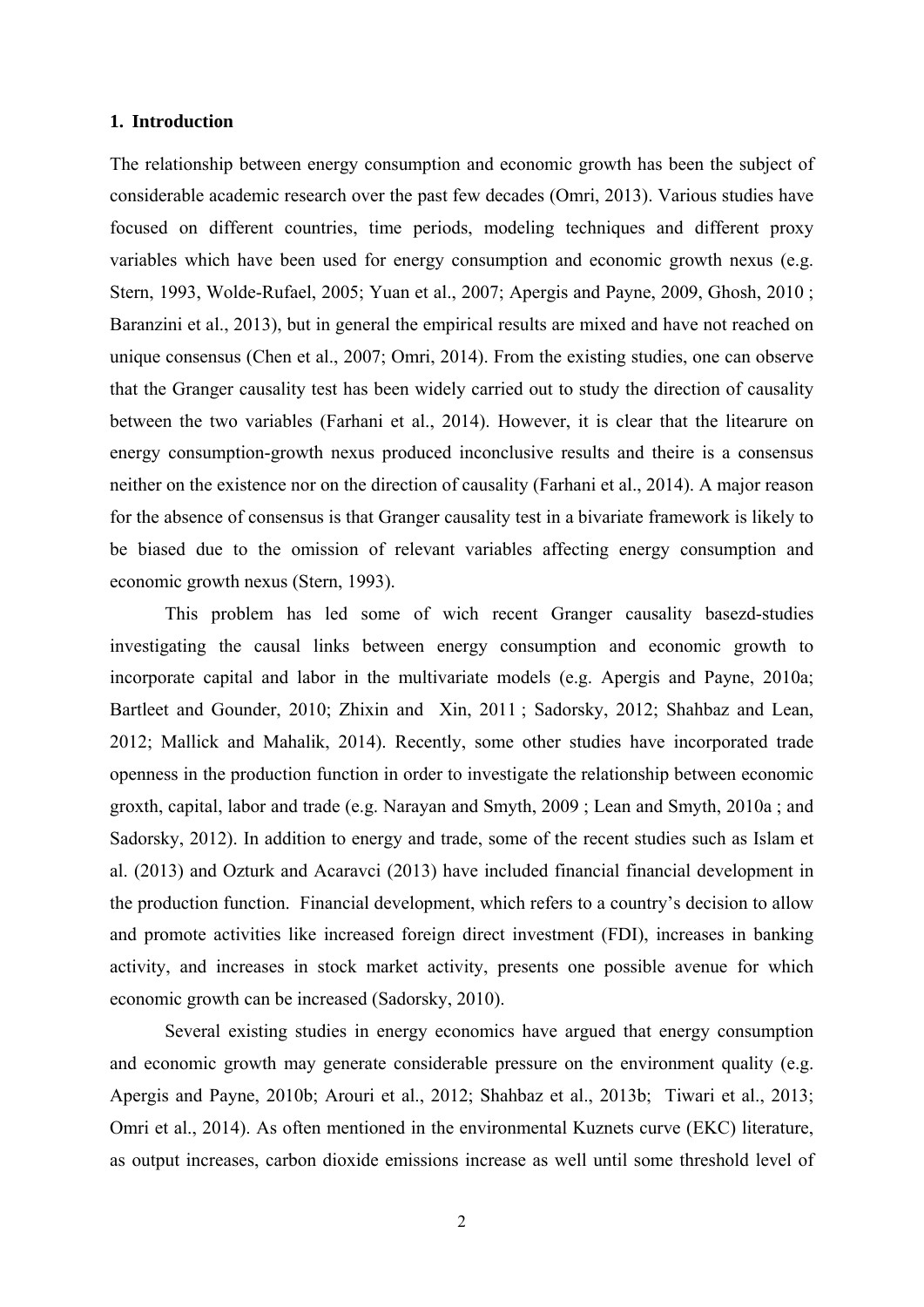## 1. Introduction

The relationship between energy consumption and economic growth has been the subject of considerable academic research over the past few decades (Omri, 2013). Various studies have focused on different countries, time periods, modeling techniques and different proxy variables which have been used for energy consumption and economic growth nexus (e.g. Stern, 1993, Wolde-Rufael, 2005; Yuan et al., 2007; Apergis and Payne, 2009, Ghosh, 2010 ; Baranzini et al., 2013), but in general the empirical results are mixed and have not reached on unique consensus (Chen et al., 2007; Omri, 2014). From the existing studies, one can observe that the Granger causality test has been widely carried out to study the direction of causality between the two variables (Farhani et al., 2014). However, it is clear that the litearure on energy consumption-growth nexus produced inconclusive results and theire is a consensus neither on the existence nor on the direction of causality (Farhani et al., 2014). A major reason for the absence of consensus is that Granger causality test in a bivariate framework is likely to be biased due to the omission of relevant variables affecting energy consumption and economic growth nexus (Stern, 1993).

This problem has led some of wich recent Granger causality basezd-studies investigating the causal links between energy consumption and economic growth to incorporate capital and labor in the multivariate models (e.g. Apergis and Payne, 2010a; Bartleet and Gounder, 2010; Zhixin and Xin, 2011 ; Sadorsky, 2012; Shahbaz and Lean, 2012; Mallick and Mahalik, 2014). Recently, some other studies have incorporated trade openness in the production function in order to investigate the relationship between economic groxth, capital, labor and trade (e.g. Narayan and Smyth, 2009 ; Lean and Smyth, 2010a ; and Sadorsky, 2012). In addition to energy and trade, some of the recent studies such as Islam et al. (2013) and Ozturk and Acaravci (2013) have included financial financial development in the production function. Financial development, which refers to a country's decision to allow and promote activities like increased foreign direct investment (FDI), increases in banking activity, and increases in stock market activity, presents one possible avenue for which economic growth can be increased (Sadorsky, 2010).

Several existing studies in energy economics have argued that energy consumption and economic growth may generate considerable pressure on the environment quality (e.g. Apergis and Payne, 2010b; Arouri et al., 2012; Shahbaz et al., 2013b; Tiwari et al., 2013; Omri et al., 2014). As often mentioned in the environmental Kuznets curve (EKC) literature, as output increases, carbon dioxide emissions increase as well until some threshold level of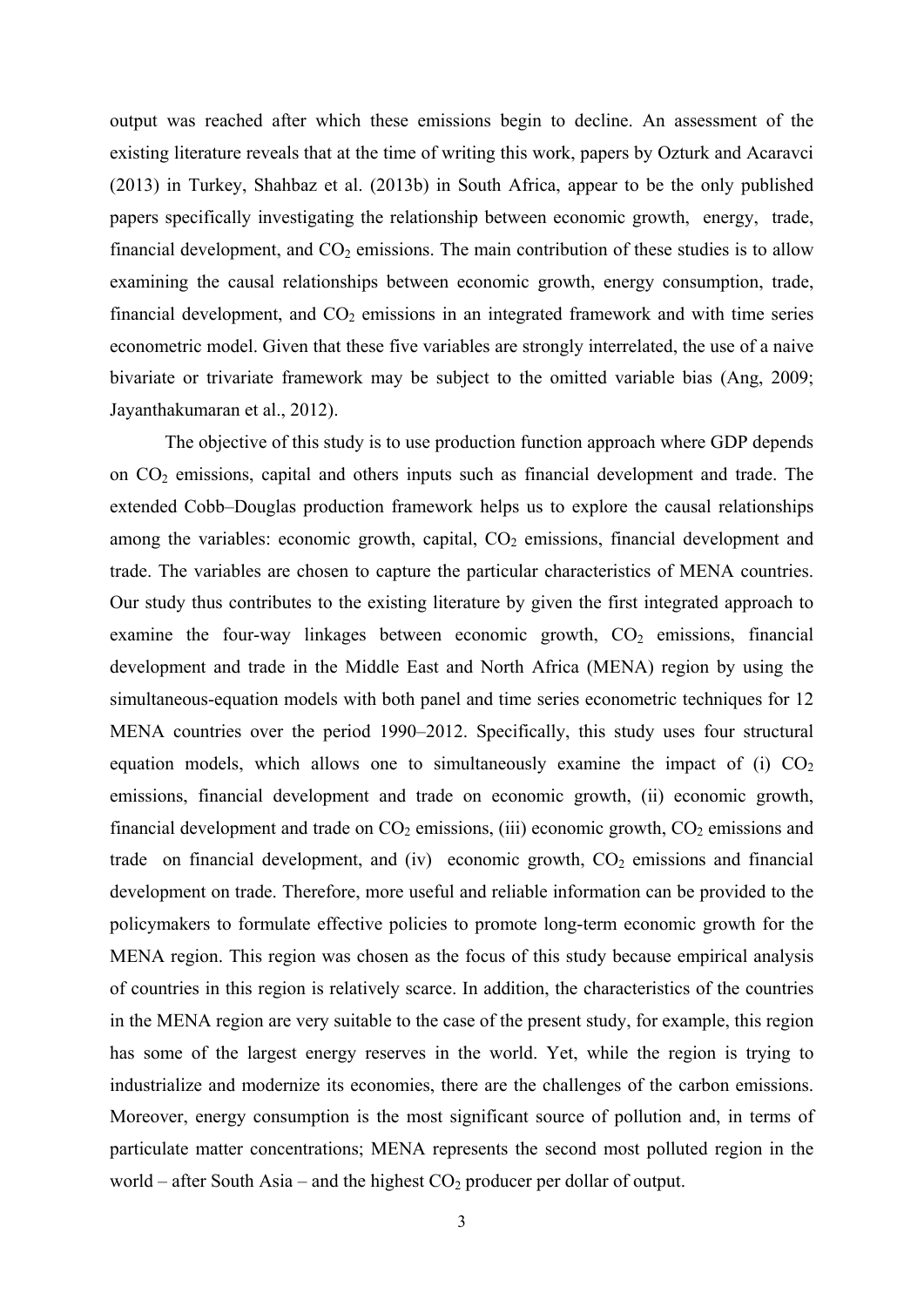output was reached after which these emissions begin to decline. An assessment of the existing literature reveals that at the time of writing this work, papers by Ozturk and Acaravci (2013) in Turkey, Shahbaz et al. (2013b) in South Africa, appear to be the only published papers specifically investigating the relationship between economic growth, energy, trade, financial development, and $CO_2$ emissions. The main contribution of these studies is to allow examining the causal relationships between economic growth, energy consumption, trade, financial development, and $CO_2$ emissions in an integrated framework and with time series econometric model. Given that these five variables are strongly interrelated, the use of a naive bivariate or trivariate framework may be subject to the omitted variable bias (Ang, 2009; Jayanthakumaran et al., 2012).

The objective of this study is to use production function approach where GDP depends on $CO_2$ emissions, capital and others inputs such as financial development and trade. The extended Cobb–Douglas production framework helps us to explore the causal relationships among the variables: economic growth, capital, $CO_2$ emissions, financial development and trade. The variables are chosen to capture the particular characteristics of MENA countries. Our study thus contributes to the existing literature by given the first integrated approach to examine the four-way linkages between economic growth, $CO_2$ emissions, financial development and trade in the Middle East and North Africa (MENA) region by using the simultaneous-equation models with both panel and time series econometric techniques for 12 MENA countries over the period 1990–2012. Specifically, this study uses four structural equation models, which allows one to simultaneously examine the impact of (i) $CO_2$ emissions, financial development and trade on economic growth, (ii) economic growth, financial development and trade on $CO_2$ emissions, (iii) economic growth, $CO_2$ emissions and trade on financial development, and (iv) economic growth, $CO_2$ emissions and financial development on trade. Therefore, more useful and reliable information can be provided to the policymakers to formulate effective policies to promote long-term economic growth for the MENA region. This region was chosen as the focus of this study because empirical analysis of countries in this region is relatively scarce. In addition, the characteristics of the countries in the MENA region are very suitable to the case of the present study, for example, this region has some of the largest energy reserves in the world. Yet, while the region is trying to industrialize and modernize its economies, there are the challenges of the carbon emissions. Moreover, energy consumption is the most significant source of pollution and, in terms of particulate matter concentrations; MENA represents the second most polluted region in the world – after South Asia – and the highest $CO_2$ producer per dollar of output.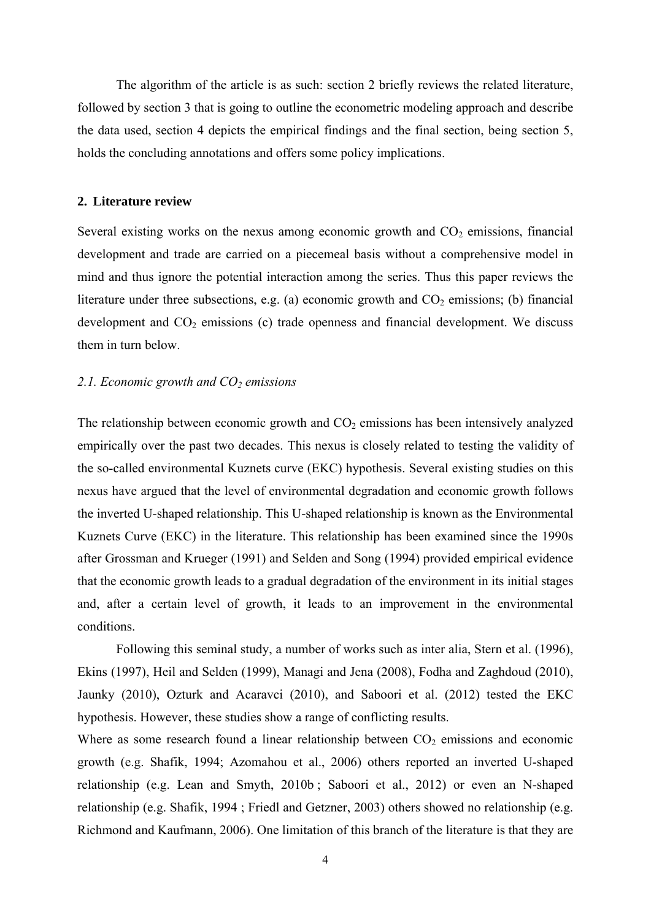The algorithm of the article is as such: section 2 briefly reviews the related literature, followed by section 3 that is going to outline the econometric modeling approach and describe the data used, section 4 depicts the empirical findings and the final section, being section 5, holds the concluding annotations and offers some policy implications.

## 2. Literature review

Several existing works on the nexus among economic growth and $CO_2$ emissions, financial development and trade are carried on a piecemeal basis without a comprehensive model in mind and thus ignore the potential interaction among the series. Thus this paper reviews the literature under three subsections, e.g. (a) economic growth and $CO_2$ emissions; (b) financial development and $CO_2$ emissions (c) trade openness and financial development. We discuss them in turn below.

### *2.1. Economic growth and $CO_2$ emissions*

The relationship between economic growth and $CO_2$ emissions has been intensively analyzed empirically over the past two decades. This nexus is closely related to testing the validity of the so-called environmental Kuznets curve (EKC) hypothesis. Several existing studies on this nexus have argued that the level of environmental degradation and economic growth follows the inverted U-shaped relationship. This U-shaped relationship is known as the Environmental Kuznets Curve (EKC) in the literature. This relationship has been examined since the 1990s after Grossman and Krueger (1991) and Selden and Song (1994) provided empirical evidence that the economic growth leads to a gradual degradation of the environment in its initial stages and, after a certain level of growth, it leads to an improvement in the environmental conditions.

Following this seminal study, a number of works such as inter alia, Stern et al. (1996), Ekins (1997), Heil and Selden (1999), Managi and Jena (2008), Fodha and Zaghdoud (2010), Jaunky (2010), Ozturk and Acaravci (2010), and Saboori et al. (2012) tested the EKC hypothesis. However, these studies show a range of conflicting results.

Where as some research found a linear relationship between $CO_2$ emissions and economic growth (e.g. Shafik, 1994; Azomahou et al., 2006) others reported an inverted U-shaped relationship (e.g. Lean and Smyth, 2010b ; Saboori et al., 2012) or even an N-shaped relationship (e.g. Shafik, 1994 ; Friedl and Getzner, 2003) others showed no relationship (e.g. Richmond and Kaufmann, 2006). One limitation of this branch of the literature is that they are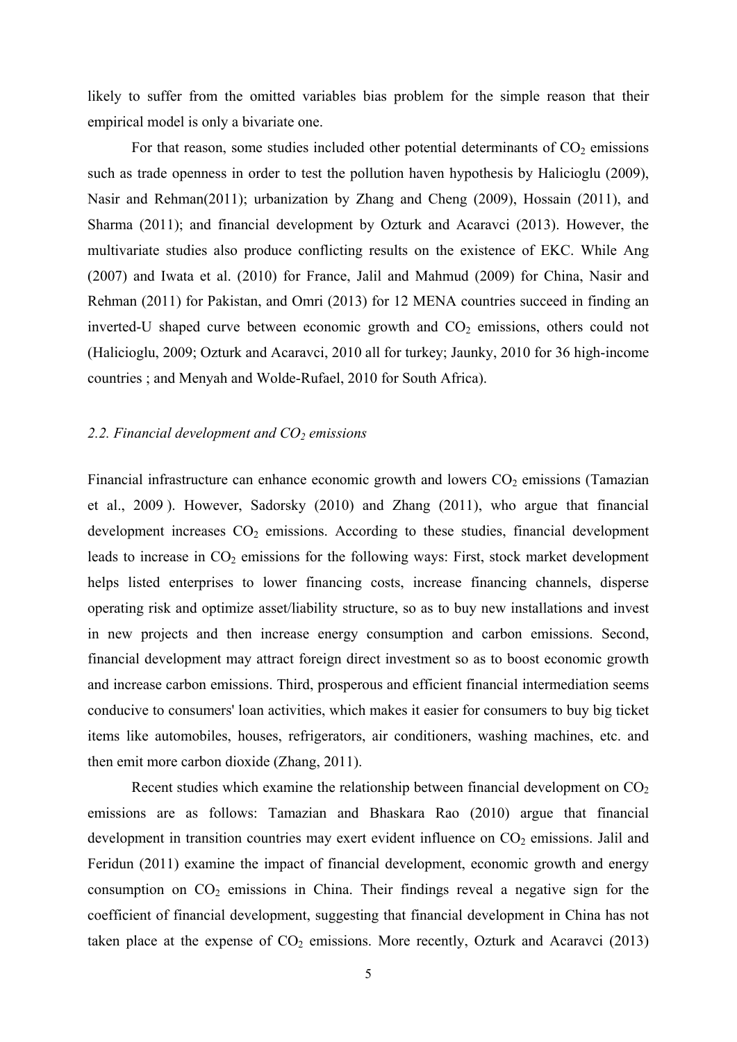likely to suffer from the omitted variables bias problem for the simple reason that their empirical model is only a bivariate one.

For that reason, some studies included other potential determinants of $CO_2$ emissions such as trade openness in order to test the pollution haven hypothesis by Halicioglu (2009), Nasir and Rehman(2011); urbanization by Zhang and Cheng (2009), Hossain (2011), and Sharma (2011); and financial development by Ozturk and Acaravci (2013). However, the multivariate studies also produce conflicting results on the existence of EKC. While Ang (2007) and Iwata et al. (2010) for France, Jalil and Mahmud (2009) for China, Nasir and Rehman (2011) for Pakistan, and Omri (2013) for 12 MENA countries succeed in finding an inverted-U shaped curve between economic growth and $CO_2$ emissions, others could not (Halicioglu, 2009; Ozturk and Acaravci, 2010 all for turkey; Jaunky, 2010 for 36 high-income countries ; and Menyah and Wolde-Rufael, 2010 for South Africa).

### *2.2. Financial development and $CO_2$ emissions*

Financial infrastructure can enhance economic growth and lowers $CO_2$ emissions (Tamazian et al., 2009 ). However, Sadorsky (2010) and Zhang (2011), who argue that financial development increases $CO_2$ emissions. According to these studies, financial development leads to increase in $CO_2$ emissions for the following ways: First, stock market development helps listed enterprises to lower financing costs, increase financing channels, disperse operating risk and optimize asset/liability structure, so as to buy new installations and invest in new projects and then increase energy consumption and carbon emissions. Second, financial development may attract foreign direct investment so as to boost economic growth and increase carbon emissions. Third, prosperous and efficient financial intermediation seems conducive to consumers' loan activities, which makes it easier for consumers to buy big ticket items like automobiles, houses, refrigerators, air conditioners, washing machines, etc. and then emit more carbon dioxide (Zhang, 2011).

Recent studies which examine the relationship between financial development on $CO_2$ emissions are as follows: Tamazian and Bhaskara Rao (2010) argue that financial development in transition countries may exert evident influence on $CO_2$ emissions. Jalil and Feridun (2011) examine the impact of financial development, economic growth and energy consumption on $CO_2$ emissions in China. Their findings reveal a negative sign for the coefficient of financial development, suggesting that financial development in China has not taken place at the expense of $CO_2$ emissions. More recently, Ozturk and Acaravci (2013)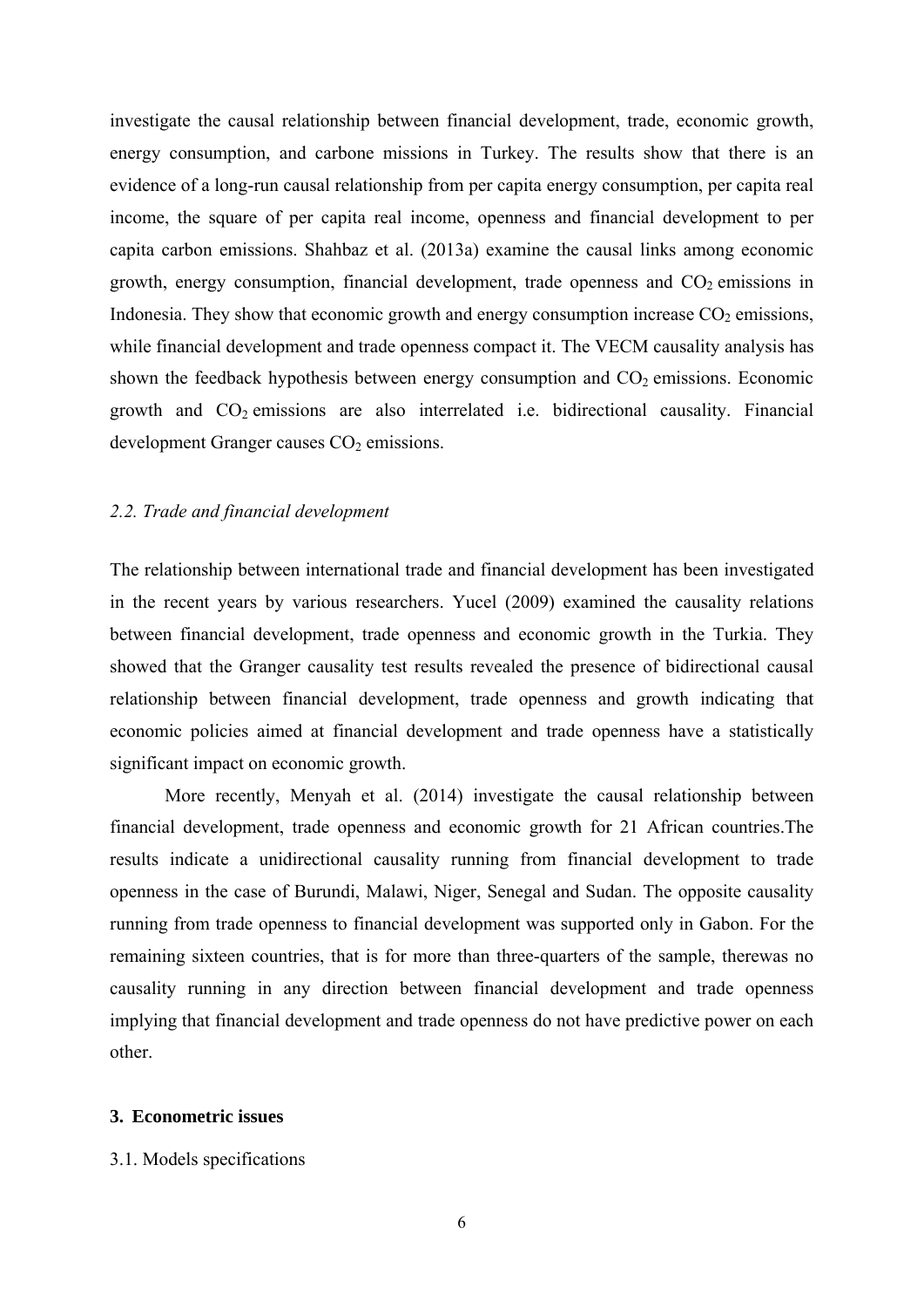investigate the causal relationship between financial development, trade, economic growth, energy consumption, and carbone missions in Turkey. The results show that there is an evidence of a long-run causal relationship from per capita energy consumption, per capita real income, the square of per capita real income, openness and financial development to per capita carbon emissions. Shahbaz et al. (2013a) examine the causal links among economic growth, energy consumption, financial development, trade openness and $CO_2$ emissions in Indonesia. They show that economic growth and energy consumption increase $CO_2$ emissions, while financial development and trade openness compact it. The VECM causality analysis has shown the feedback hypothesis between energy consumption and $CO_2$ emissions. Economic growth and $CO_2$ emissions are also interrelated i.e. bidirectional causality. Financial development Granger causes $CO_2$ emissions.

### *2.2. Trade and financial development*

The relationship between international trade and financial development has been investigated in the recent years by various researchers. Yucel (2009) examined the causality relations between financial development, trade openness and economic growth in the Turkia. They showed that the Granger causality test results revealed the presence of bidirectional causal relationship between financial development, trade openness and growth indicating that economic policies aimed at financial development and trade openness have a statistically significant impact on economic growth.

More recently, Menyah et al. (2014) investigate the causal relationship between financial development, trade openness and economic growth for 21 African countries.The results indicate a unidirectional causality running from financial development to trade openness in the case of Burundi, Malawi, Niger, Senegal and Sudan. The opposite causality running from trade openness to financial development was supported only in Gabon. For the remaining sixteen countries, that is for more than three-quarters of the sample, therewas no causality running in any direction between financial development and trade openness implying that financial development and trade openness do not have predictive power on each other.

## 3. Econometric issues

### 3.1. Models specifications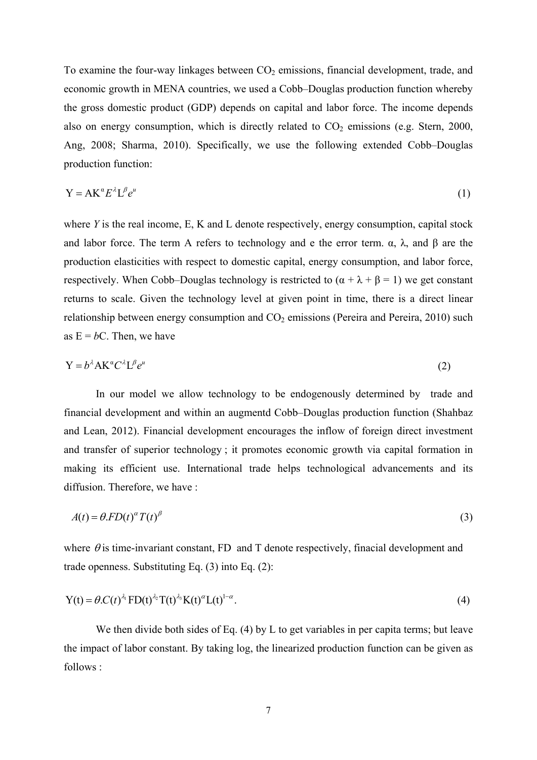To examine the four-way linkages between $CO_2$ emissions, financial development, trade, and economic growth in MENA countries, we used a Cobb–Douglas production function whereby the gross domestic product (GDP) depends on capital and labor force. The income depends also on energy consumption, which is directly related to $CO_2$ emissions (e.g. Stern, 2000, Ang, 2008; Sharma, 2010). Specifically, we use the following extended Cobb–Douglas production function:

$$\mathrm{Y} = \mathrm{AK}^{\alpha} E^{\lambda} \mathrm{L}^{\beta} e^{u} \tag{1}$$

where *Y* is the real income, E, K and L denote respectively, energy consumption, capital stock and labor force. The term A refers to technology and e the error term. α, λ, and β are the production elasticities with respect to domestic capital, energy consumption, and labor force, respectively. When Cobb–Douglas technology is restricted to (α + λ + β = 1) we get constant returns to scale. Given the technology level at given point in time, there is a direct linear relationship between energy consumption and $CO_2$ emissions (Pereira and Pereira, 2010) such as E = *b*C. Then, we have

$$\mathrm{Y} = b^{\lambda} \mathrm{AK}^{\alpha} C^{\lambda} \mathrm{L}^{\beta} e^{u} \tag{2}$$

In our model we allow technology to be endogenously determined by trade and financial development and within an augmentd Cobb–Douglas production function (Shahbaz and Lean, 2012). Financial development encourages the inflow of foreign direct investment and transfer of superior technology ; it promotes economic growth via capital formation in making its efficient use. International trade helps technological advancements and its diffusion. Therefore, we have :

$$A(t) = \theta . FD(t)^{\alpha} T(t)^{\beta} \tag{3}$$

where $\theta$ is time-invariant constant, FD and T denote respectively, finacial development and trade openness. Substituting Eq. (3) into Eq. (2):

$$\mathrm{Y(t)} = \theta . C(t)^{\lambda_1} \mathrm{FD(t)}^{\lambda_2} \mathrm{T(t)}^{\lambda_3} \mathrm{K(t)}^{\alpha} \mathrm{L(t)}^{1-\alpha} . \tag{4}$$

We then divide both sides of Eq. (4) by L to get variables in per capita terms; but leave the impact of labor constant. By taking log, the linearized production function can be given as follows :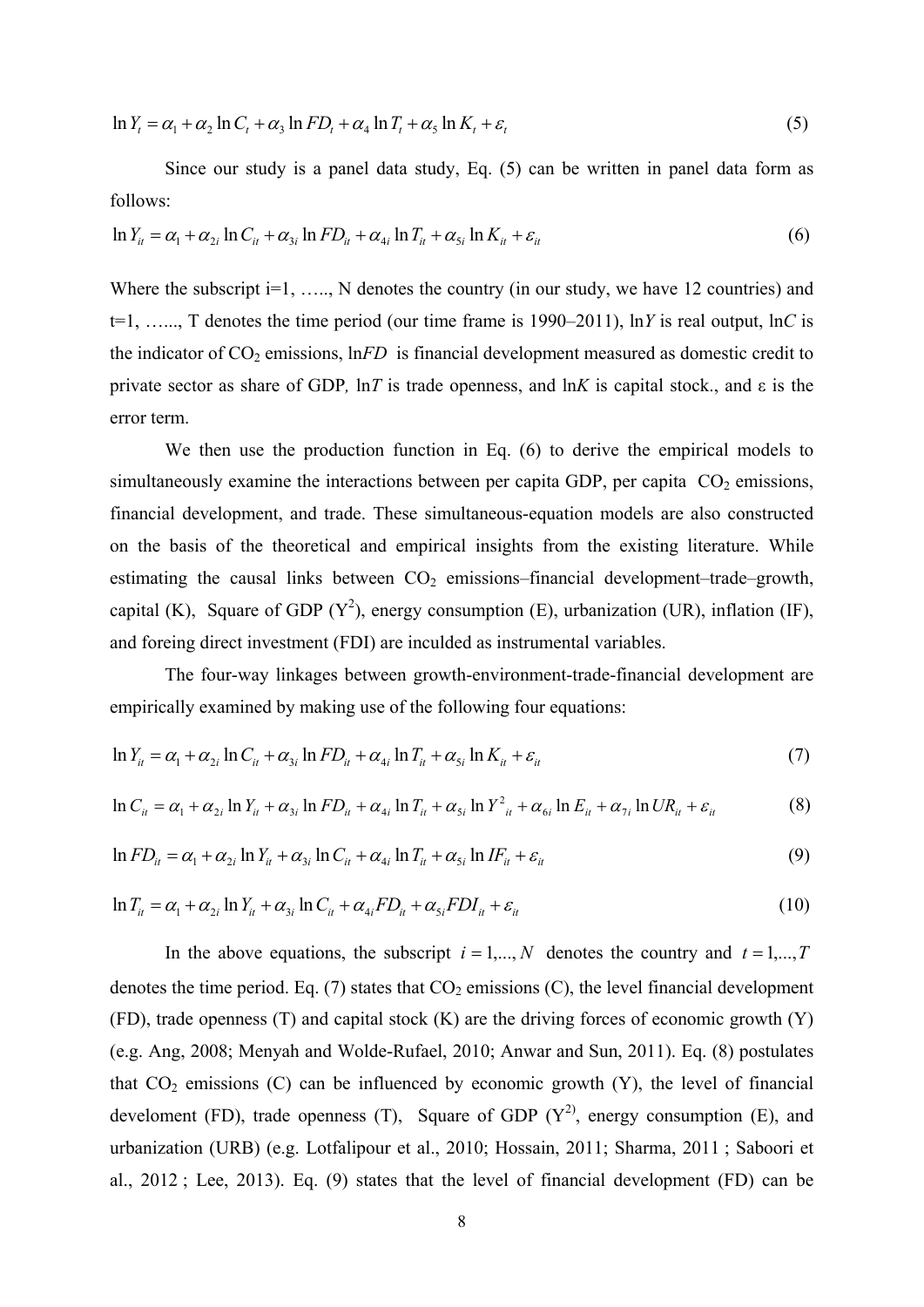$$\ln Y_t = \alpha_1 + \alpha_2 \ln C_t + \alpha_3 \ln FD_t + \alpha_4 \ln T_t + \alpha_5 \ln K_t + \varepsilon_t \tag{5}$$

Since our study is a panel data study, Eq. (5) can be written in panel data form as follows:

$$\ln Y_{it} = \alpha_1 + \alpha_{2i} \ln C_{it} + \alpha_{3i} \ln FD_{it} + \alpha_{4i} \ln T_{it} + \alpha_{5i} \ln K_{it} + \varepsilon_{it} \tag{6}$$

Where the subscript i=1, ….., N denotes the country (in our study, we have 12 countries) and t=1, ….., T denotes the time period (our time frame is 1990–2011), ln$Y$ is real output, ln$C$ is the indicator of $CO_2$ emissions, ln$FD$ is financial development measured as domestic credit to private sector as share of GDP*,* ln$T$ is trade openness, and ln$K$ is capital stock., and ε is the error term.

We then use the production function in Eq. (6) to derive the empirical models to simultaneously examine the interactions between per capita GDP, per capita $CO_2$ emissions, financial development, and trade. These simultaneous-equation models are also constructed on the basis of the theoretical and empirical insights from the existing literature. While estimating the causal links between $CO_2$ emissions–financial development–trade–growth, capital (K), Square of GDP ($Y^2$), energy consumption (E), urbanization (UR), inflation (IF), and foreing direct investment (FDI) are inculded as instrumental variables.

The four-way linkages between growth-environment-trade-financial development are empirically examined by making use of the following four equations:

$$\ln Y_{it} = \alpha_1 + \alpha_{2i} \ln C_{it} + \alpha_{3i} \ln FD_{it} + \alpha_{4i} \ln T_{it} + \alpha_{5i} \ln K_{it} + \varepsilon_{it} \tag{7}$$

$$\ln C_{it} = \alpha_1 + \alpha_{2i} \ln Y_{it} + \alpha_{3i} \ln FD_{it} + \alpha_{4i} \ln T_{it} + \alpha_{5i} \ln Y^2{}_{it} + \alpha_{6i} \ln E_{it} + \alpha_{7i} \ln UR_{it} + \varepsilon_{it} \tag{8}$$

$$\ln FD_{it} = \alpha_1 + \alpha_{2i} \ln Y_{it} + \alpha_{3i} \ln C_{it} + \alpha_{4i} \ln T_{it} + \alpha_{5i} \ln IF_{it} + \varepsilon_{it} \tag{9}$$

$$\ln T_{it} = \alpha_1 + \alpha_{2i} \ln Y_{it} + \alpha_{3i} \ln C_{it} + \alpha_{4i} FD_{it} + \alpha_{5i} FDI_{it} + \varepsilon_{it} \tag{10}$$

In the above equations, the subscript $i = 1,...,N$ denotes the country and $t = 1,...,T$ denotes the time period. Eq. (7) states that $CO_2$ emissions (C), the level financial development (FD), trade openness (T) and capital stock (K) are the driving forces of economic growth (Y) (e.g. Ang, 2008; Menyah and Wolde-Rufael, 2010; Anwar and Sun, 2011). Eq. (8) postulates that $CO_2$ emissions (C) can be influenced by economic growth (Y), the level of financial develoment (FD), trade openness (T), Square of GDP ($Y^{2)}$, energy consumption (E), and urbanization (URB) (e.g. Lotfalipour et al., 2010; Hossain, 2011; Sharma, 2011 ; Saboori et al., 2012 ; Lee, 2013). Eq. (9) states that the level of financial development (FD) can be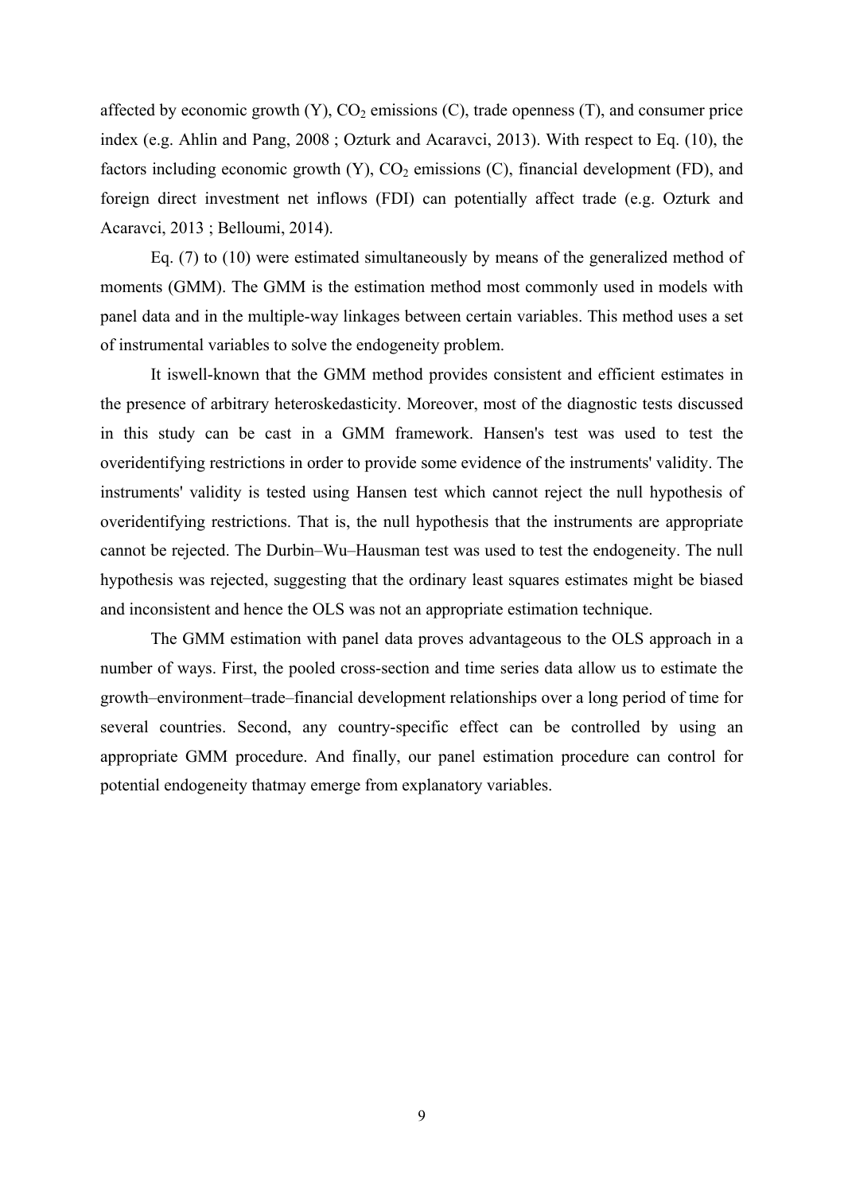affected by economic growth (Y), $CO_2$ emissions (C), trade openness (T), and consumer price index (e.g. Ahlin and Pang, 2008 ; Ozturk and Acaravci, 2013). With respect to Eq. (10), the factors including economic growth (Y), $CO_2$ emissions (C), financial development (FD), and foreign direct investment net inflows (FDI) can potentially affect trade (e.g. Ozturk and Acaravci, 2013 ; Belloumi, 2014).

Eq. (7) to (10) were estimated simultaneously by means of the generalized method of moments (GMM). The GMM is the estimation method most commonly used in models with panel data and in the multiple-way linkages between certain variables. This method uses a set of instrumental variables to solve the endogeneity problem.

It iswell-known that the GMM method provides consistent and efficient estimates in the presence of arbitrary heteroskedasticity. Moreover, most of the diagnostic tests discussed in this study can be cast in a GMM framework. Hansen's test was used to test the overidentifying restrictions in order to provide some evidence of the instruments' validity. The instruments' validity is tested using Hansen test which cannot reject the null hypothesis of overidentifying restrictions. That is, the null hypothesis that the instruments are appropriate cannot be rejected. The Durbin–Wu–Hausman test was used to test the endogeneity. The null hypothesis was rejected, suggesting that the ordinary least squares estimates might be biased and inconsistent and hence the OLS was not an appropriate estimation technique.

The GMM estimation with panel data proves advantageous to the OLS approach in a number of ways. First, the pooled cross-section and time series data allow us to estimate the growth–environment–trade–financial development relationships over a long period of time for several countries. Second, any country-specific effect can be controlled by using an appropriate GMM procedure. And finally, our panel estimation procedure can control for potential endogeneity thatmay emerge from explanatory variables.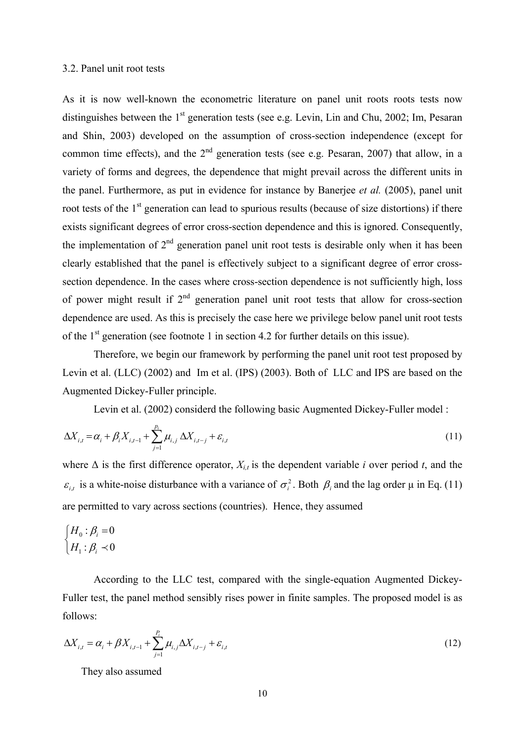### 3.2. Panel unit root tests

As it is now well-known the econometric literature on panel unit roots roots tests now distinguishes between the 1[st] generation tests (see e.g. Levin, Lin and Chu, 2002; Im, Pesaran and Shin, 2003) developed on the assumption of cross-section independence (except for common time effects), and the 2[nd] generation tests (see e.g. Pesaran, 2007) that allow, in a variety of forms and degrees, the dependence that might prevail across the different units in the panel. Furthermore, as put in evidence for instance by Banerjee *et al.* (2005), panel unit root tests of the 1[st] generation can lead to spurious results (because of size distortions) if there exists significant degrees of error cross-section dependence and this is ignored. Consequently, the implementation of 2[nd] generation panel unit root tests is desirable only when it has been clearly established that the panel is effectively subject to a significant degree of error cross-section dependence. In the cases where cross-section dependence is not sufficiently high, loss of power might result if 2[nd] generation panel unit root tests that allow for cross-section dependence are used. As this is precisely the case here we privilege below panel unit root tests of the 1[st] generation (see footnote 1 in section 4.2 for further details on this issue).

Therefore, we begin our framework by performing the panel unit root test proposed by Levin et al. (LLC) (2002) and Im et al. (IPS) (2003). Both of LLC and IPS are based on the Augmented Dickey-Fuller principle.

Levin et al. (2002) considerd the following basic Augmented Dickey-Fuller model :

$$\Delta X_{i,t} = \alpha_i + \beta_i X_{i,t-1} + \sum_{j=1}^{p_i} \mu_{i,j}\, \Delta X_{i,t-j} + \varepsilon_{i,t} \tag{11}$$

where $\Delta$ is the first difference operator, $X_{i,t}$ is the dependent variable $i$ over period $t$, and the $\varepsilon_{i,t}$ is a white-noise disturbance with a variance of $\sigma_i^2$. Both $\beta_i$ and the lag order $\mu$ in Eq. (11) are permitted to vary across sections (countries). Hence, they assumed

$$\begin{cases} H_0 : \beta_i = 0 \\ H_1 : \beta_i \prec 0 \end{cases}$$

According to the LLC test, compared with the single-equation Augmented Dickey-Fuller test, the panel method sensibly rises power in finite samples. The proposed model is as follows:

$$\Delta X_{i,t} = \alpha_i + \beta X_{i,t-1} + \sum_{j=1}^{P_i} \mu_{i,j} \Delta X_{i,t-j} + \varepsilon_{i,t} \tag{12}$$

They also assumed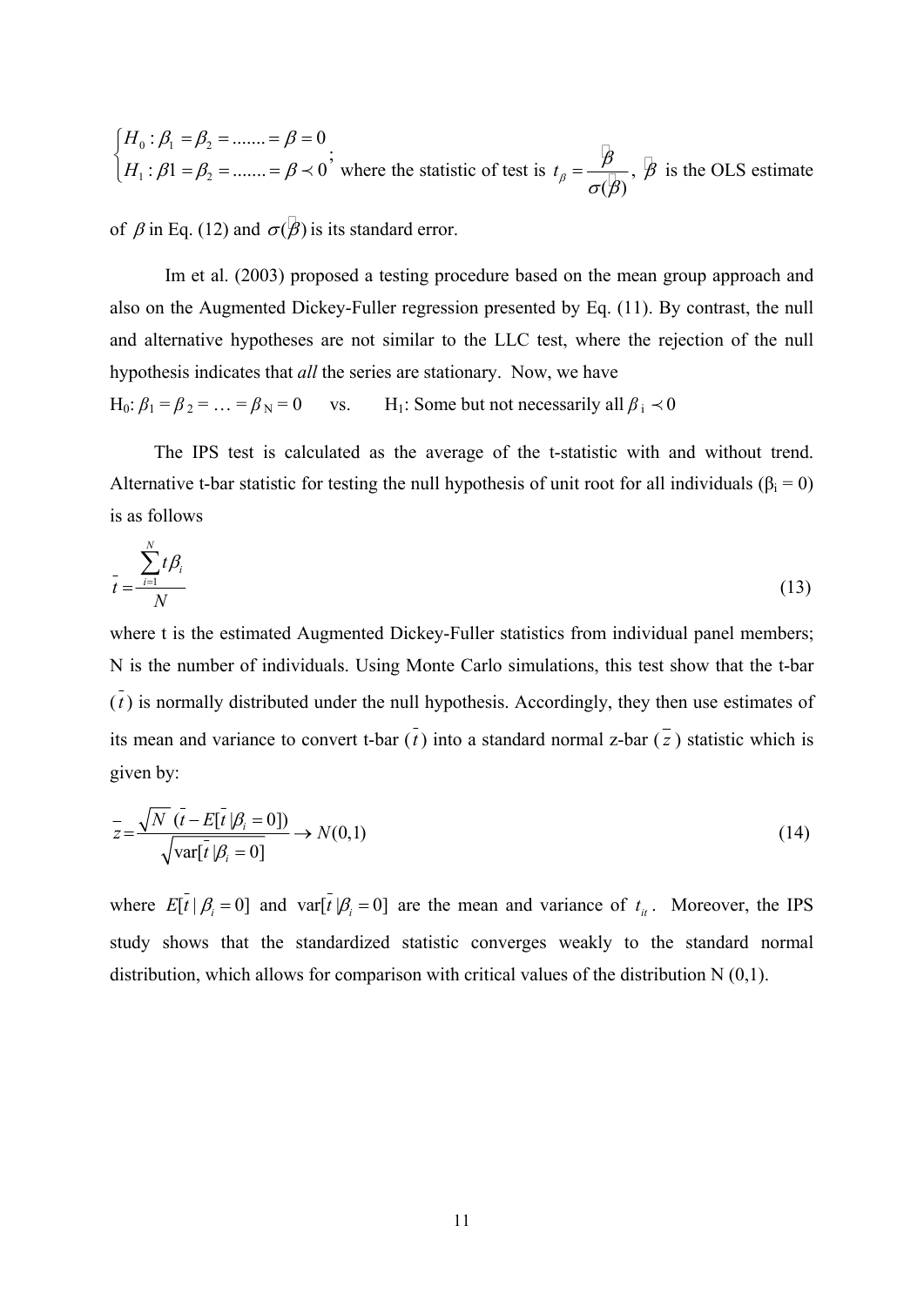$$\begin{cases} H_0 : \beta_1 = \beta_2 = ....... = \beta = 0 \\ H_1 : \beta 1 = \beta_2 = ....... = \beta \prec 0 \end{cases};$$ where the statistic of test is $t_\beta = \dfrac{\hat{\beta}}{\sigma(\hat{\beta})}$, $\hat{\beta}$ is the OLS estimate of $\beta$ in Eq. (12) and $\sigma(\hat{\beta})$ is its standard error.

Im et al. (2003) proposed a testing procedure based on the mean group approach and also on the Augmented Dickey-Fuller regression presented by Eq. (11). By contrast, the null and alternative hypotheses are not similar to the LLC test, where the rejection of the null hypothesis indicates that *all* the series are stationary. Now, we have

$H_0$: $\beta_1 = \beta_2 = \ldots = \beta_N = 0$ vs. $H_1$: Some but not necessarily all $\beta_i \prec 0$

The IPS test is calculated as the average of the t-statistic with and without trend. Alternative t-bar statistic for testing the null hypothesis of unit root for all individuals ($\beta_i = 0$) is as follows

$$\bar{t} = \frac{\sum_{i=1}^{N} t\beta_i}{N} \tag{13}$$

where t is the estimated Augmented Dickey-Fuller statistics from individual panel members; N is the number of individuals. Using Monte Carlo simulations, this test show that the t-bar ($\bar{t}$) is normally distributed under the null hypothesis. Accordingly, they then use estimates of its mean and variance to convert t-bar ($\bar{t}$) into a standard normal z-bar ($\bar{z}$) statistic which is given by:

$$\bar{z} = \frac{\sqrt{N}\ (\bar{t} - E[\bar{t}\,|\beta_i = 0])}{\sqrt{\text{var}[\bar{t}\,|\beta_i = 0]}} \rightarrow N(0,1) \tag{14}$$

where $E[\bar{t}\,|\,\beta_i = 0]$ and $\text{var}[\bar{t}\,|\beta_i = 0]$ are the mean and variance of $t_{it}$. Moreover, the IPS study shows that the standardized statistic converges weakly to the standard normal distribution, which allows for comparison with critical values of the distribution N (0,1).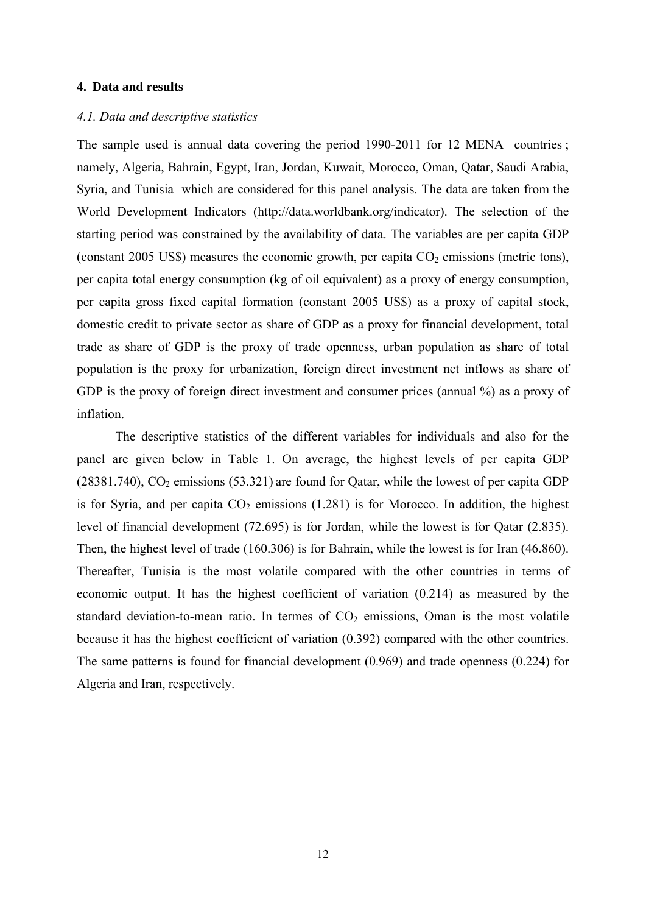## 4. Data and results

### *4.1. Data and descriptive statistics*

The sample used is annual data covering the period 1990-2011 for 12 MENA countries ; namely, Algeria, Bahrain, Egypt, Iran, Jordan, Kuwait, Morocco, Oman, Qatar, Saudi Arabia, Syria, and Tunisia which are considered for this panel analysis. The data are taken from the World Development Indicators (http://data.worldbank.org/indicator). The selection of the starting period was constrained by the availability of data. The variables are per capita GDP (constant 2005 US$) measures the economic growth, per capita $CO_2$ emissions (metric tons), per capita total energy consumption (kg of oil equivalent) as a proxy of energy consumption, per capita gross fixed capital formation (constant 2005 US$) as a proxy of capital stock, domestic credit to private sector as share of GDP as a proxy for financial development, total trade as share of GDP is the proxy of trade openness, urban population as share of total population is the proxy for urbanization, foreign direct investment net inflows as share of GDP is the proxy of foreign direct investment and consumer prices (annual %) as a proxy of inflation.

The descriptive statistics of the different variables for individuals and also for the panel are given below in Table 1. On average, the highest levels of per capita GDP (28381.740), $CO_2$ emissions (53.321) are found for Qatar, while the lowest of per capita GDP is for Syria, and per capita $CO_2$ emissions (1.281) is for Morocco. In addition, the highest level of financial development (72.695) is for Jordan, while the lowest is for Qatar (2.835). Then, the highest level of trade (160.306) is for Bahrain, while the lowest is for Iran (46.860). Thereafter, Tunisia is the most volatile compared with the other countries in terms of economic output. It has the highest coefficient of variation (0.214) as measured by the standard deviation-to-mean ratio. In termes of $CO_2$ emissions, Oman is the most volatile because it has the highest coefficient of variation (0.392) compared with the other countries. The same patterns is found for financial development (0.969) and trade openness (0.224) for Algeria and Iran, respectively.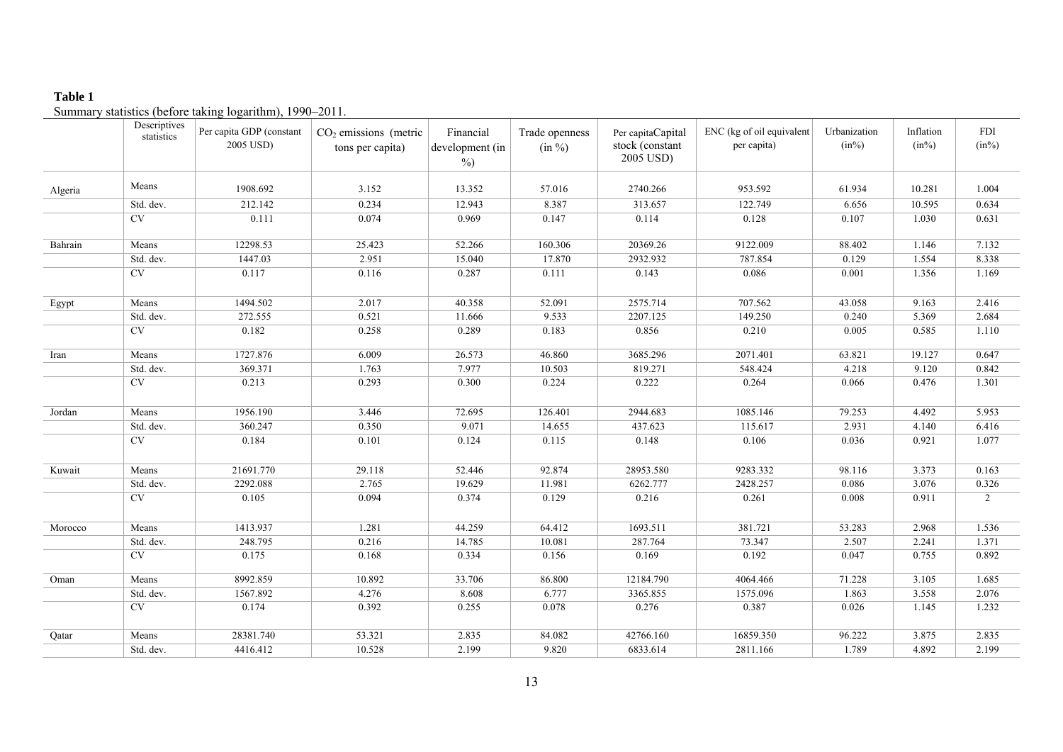**Table 1**

Summary statistics (before taking logarithm), 1990–2011.

| | Descriptives statistics | Per capita GDP (constant 2005 USD) | $CO_2$ emissions (metric tons per capita) | Financial development (in %) | Trade openness (in %) | Per capitaCapital stock (constant 2005 USD) | ENC (kg of oil equivalent per capita) | Urbanization (in%) | Inflation (in%) | FDI (in%) |
|---|---|---|---|---|---|---|---|---|---|---|
| Algeria | Means | 1908.692 | 3.152 | 13.352 | 57.016 | 2740.266 | 953.592 | 61.934 | 10.281 | 1.004 |
| | Std. dev. | 212.142 | 0.234 | 12.943 | 8.387 | 313.657 | 122.749 | 6.656 | 10.595 | 0.634 |
| | CV | 0.111 | 0.074 | 0.969 | 0.147 | 0.114 | 0.128 | 0.107 | 1.030 | 0.631 |
| Bahrain | Means | 12298.53 | 25.423 | 52.266 | 160.306 | 20369.26 | 9122.009 | 88.402 | 1.146 | 7.132 |
| | Std. dev. | 1447.03 | 2.951 | 15.040 | 17.870 | 2932.932 | 787.854 | 0.129 | 1.554 | 8.338 |
| | CV | 0.117 | 0.116 | 0.287 | 0.111 | 0.143 | 0.086 | 0.001 | 1.356 | 1.169 |
| Egypt | Means | 1494.502 | 2.017 | 40.358 | 52.091 | 2575.714 | 707.562 | 43.058 | 9.163 | 2.416 |
| | Std. dev. | 272.555 | 0.521 | 11.666 | 9.533 | 2207.125 | 149.250 | 0.240 | 5.369 | 2.684 |
| | CV | 0.182 | 0.258 | 0.289 | 0.183 | 0.856 | 0.210 | 0.005 | 0.585 | 1.110 |
| Iran | Means | 1727.876 | 6.009 | 26.573 | 46.860 | 3685.296 | 2071.401 | 63.821 | 19.127 | 0.647 |
| | Std. dev. | 369.371 | 1.763 | 7.977 | 10.503 | 819.271 | 548.424 | 4.218 | 9.120 | 0.842 |
| | CV | 0.213 | 0.293 | 0.300 | 0.224 | 0.222 | 0.264 | 0.066 | 0.476 | 1.301 |
| Jordan | Means | 1956.190 | 3.446 | 72.695 | 126.401 | 2944.683 | 1085.146 | 79.253 | 4.492 | 5.953 |
| | Std. dev. | 360.247 | 0.350 | 9.071 | 14.655 | 437.623 | 115.617 | 2.931 | 4.140 | 6.416 |
| | CV | 0.184 | 0.101 | 0.124 | 0.115 | 0.148 | 0.106 | 0.036 | 0.921 | 1.077 |
| Kuwait | Means | 21691.770 | 29.118 | 52.446 | 92.874 | 28953.580 | 9283.332 | 98.116 | 3.373 | 0.163 |
| | Std. dev. | 2292.088 | 2.765 | 19.629 | 11.981 | 6262.777 | 2428.257 | 0.086 | 3.076 | 0.326 |
| | CV | 0.105 | 0.094 | 0.374 | 0.129 | 0.216 | 0.261 | 0.008 | 0.911 | 2 |
| Morocco | Means | 1413.937 | 1.281 | 44.259 | 64.412 | 1693.511 | 381.721 | 53.283 | 2.968 | 1.536 |
| | Std. dev. | 248.795 | 0.216 | 14.785 | 10.081 | 287.764 | 73.347 | 2.507 | 2.241 | 1.371 |
| | CV | 0.175 | 0.168 | 0.334 | 0.156 | 0.169 | 0.192 | 0.047 | 0.755 | 0.892 |
| Oman | Means | 8992.859 | 10.892 | 33.706 | 86.800 | 12184.790 | 4064.466 | 71.228 | 3.105 | 1.685 |
| | Std. dev. | 1567.892 | 4.276 | 8.608 | 6.777 | 3365.855 | 1575.096 | 1.863 | 3.558 | 2.076 |
| | CV | 0.174 | 0.392 | 0.255 | 0.078 | 0.276 | 0.387 | 0.026 | 1.145 | 1.232 |
| Qatar | Means | 28381.740 | 53.321 | 2.835 | 84.082 | 42766.160 | 16859.350 | 96.222 | 3.875 | 2.835 |
| | Std. dev. | 4416.412 | 10.528 | 2.199 | 9.820 | 6833.614 | 2811.166 | 1.789 | 4.892 | 2.199 |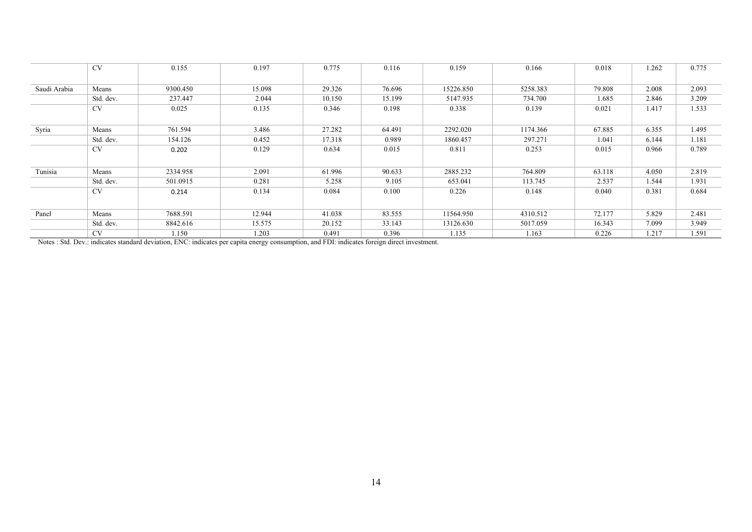| | CV | 0.155 | 0.197 | 0.775 | 0.116 | 0.159 | 0.166 | 0.018 | 1.262 | 0.775 |
|---|---|---|---|---|---|---|---|---|---|---|
| Saudi Arabia | Means | 9300.450 | 15.098 | 29.326 | 76.696 | 15226.850 | 5258.383 | 79.808 | 2.008 | 2.093 |
| | Std. dev. | 237.447 | 2.044 | 10.150 | 15.199 | 5147.935 | 734.700 | 1.685 | 2.846 | 3.209 |
| | CV | 0.025 | 0.135 | 0.346 | 0.198 | 0.338 | 0.139 | 0.021 | 1.417 | 1.533 |
| Syria | Means | 761.594 | 3.486 | 27.282 | 64.491 | 2292.020 | 1174.366 | 67.885 | 6.355 | 1.495 |
| | Std. dev. | 154.126 | 0.452 | 17.318 | 0.989 | 1860.457 | 297.271 | 1.041 | 6.144 | 1.181 |
| | CV | 0.202 | 0.129 | 0.634 | 0.015 | 0.811 | 0.253 | 0.015 | 0.966 | 0.789 |
| Tunisia | Means | 2334.958 | 2.091 | 61.996 | 90.633 | 2885.232 | 764.809 | 63.118 | 4.050 | 2.819 |
| | Std. dev. | 501.0915 | 0.281 | 5.258 | 9.105 | 653.041 | 113.745 | 2.537 | 1.544 | 1.931 |
| | CV | 0.214 | 0.134 | 0.084 | 0.100 | 0.226 | 0.148 | 0.040 | 0.381 | 0.684 |
| Panel | Means | 7688.591 | 12.944 | 41.038 | 83.555 | 11564.950 | 4310.512 | 72.177 | 5.829 | 2.481 |
| | Std. dev. | 8842.616 | 15.575 | 20.152 | 33.143 | 13126.630 | 5017.059 | 16.343 | 7.099 | 3.949 |
| | CV | 1.150 | 1.203 | 0.491 | 0.396 | 1.135 | 1.163 | 0.226 | 1.217 | 1.591 |

Notes : Std. Dev.: indicates standard deviation, ENC: indicates per capita energy consumption, and FDI: indicates foreign direct investment.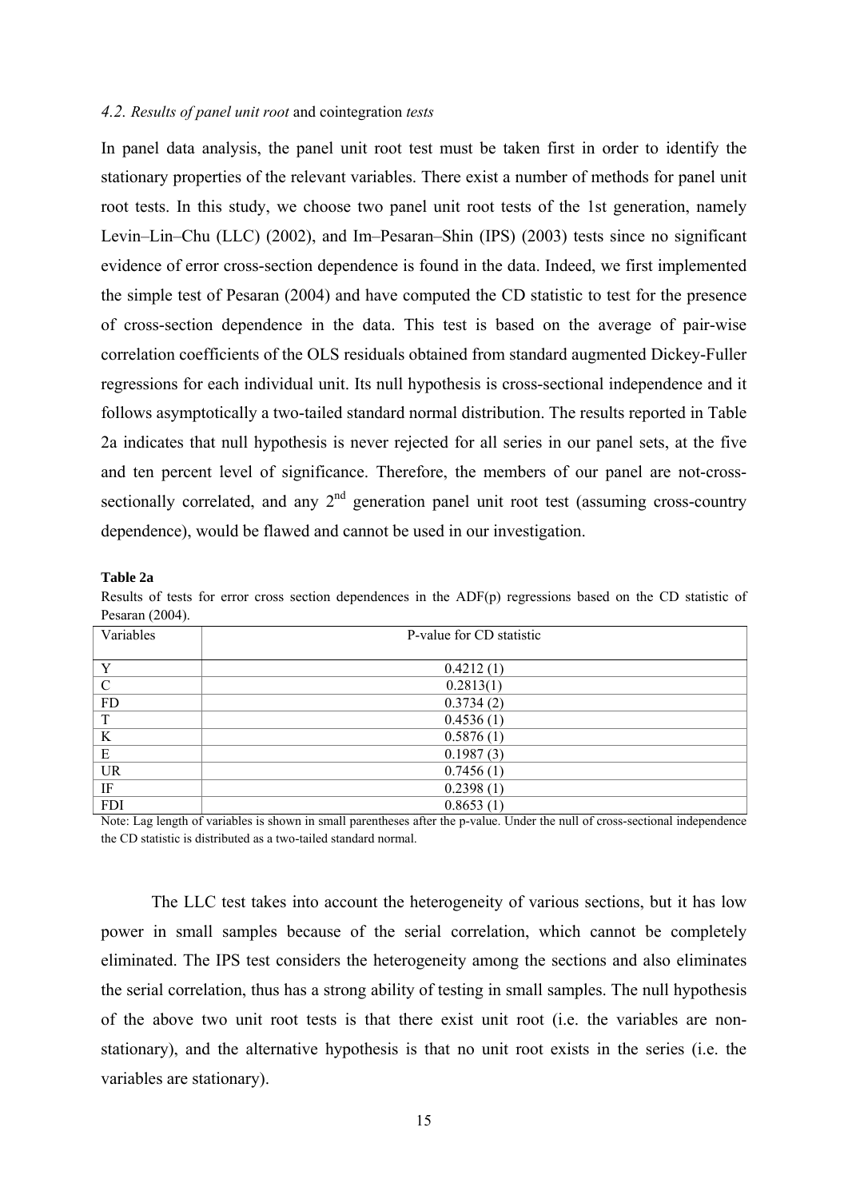*4.2. Results of panel unit root* and cointegration *tests*

In panel data analysis, the panel unit root test must be taken first in order to identify the stationary properties of the relevant variables. There exist a number of methods for panel unit root tests. In this study, we choose two panel unit root tests of the 1st generation, namely Levin–Lin–Chu (LLC) (2002), and Im–Pesaran–Shin (IPS) (2003) tests since no significant evidence of error cross-section dependence is found in the data. Indeed, we first implemented the simple test of Pesaran (2004) and have computed the CD statistic to test for the presence of cross-section dependence in the data. This test is based on the average of pair-wise correlation coefficients of the OLS residuals obtained from standard augmented Dickey-Fuller regressions for each individual unit. Its null hypothesis is cross-sectional independence and it follows asymptotically a two-tailed standard normal distribution. The results reported in Table 2a indicates that null hypothesis is never rejected for all series in our panel sets, at the five and ten percent level of significance. Therefore, the members of our panel are not-cross-sectionally correlated, and any $2^{nd}$ generation panel unit root test (assuming cross-country dependence), would be flawed and cannot be used in our investigation.

**Table 2a**

Results of tests for error cross section dependences in the ADF(p) regressions based on the CD statistic of Pesaran (2004).

| Variables | P-value for CD statistic |
|---|---|
| Y | 0.4212 (1) |
| C | 0.2813(1) |
| FD | 0.3734 (2) |
| T | 0.4536 (1) |
| K | 0.5876 (1) |
| E | 0.1987 (3) |
| UR | 0.7456 (1) |
| IF | 0.2398 (1) |
| FDI | 0.8653 (1) |

Note: Lag length of variables is shown in small parentheses after the p-value. Under the null of cross-sectional independence the CD statistic is distributed as a two-tailed standard normal.

The LLC test takes into account the heterogeneity of various sections, but it has low power in small samples because of the serial correlation, which cannot be completely eliminated. The IPS test considers the heterogeneity among the sections and also eliminates the serial correlation, thus has a strong ability of testing in small samples. The null hypothesis of the above two unit root tests is that there exist unit root (i.e. the variables are non-stationary), and the alternative hypothesis is that no unit root exists in the series (i.e. the variables are stationary).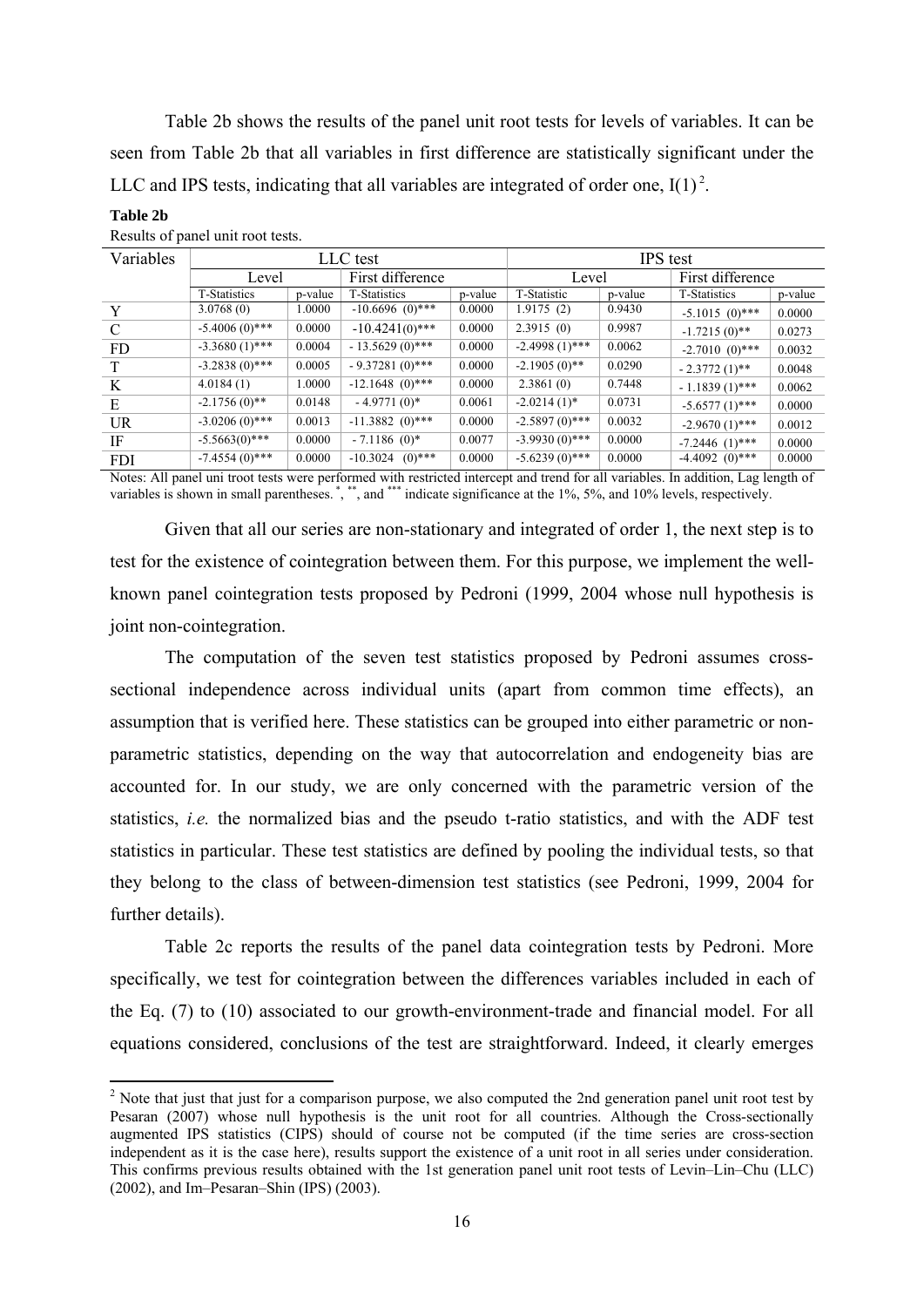Table 2b shows the results of the panel unit root tests for levels of variables. It can be seen from Table 2b that all variables in first difference are statistically significant under the LLC and IPS tests, indicating that all variables are integrated of order one, I(1)[2].

**Table 2b**

Results of panel unit root tests.

| Variables | LLC test | | | | IPS test | | | |
|---|---|---|---|---|---|---|---|---|
| | Level | | First difference | | Level | | First difference | |
| | T-Statistics | p-value | T-Statistics | p-value | T-Statistic | p-value | T-Statistics | p-value |
| Y | 3.0768 (0) | 1.0000 | -10.6696 (0)*** | 0.0000 | 1.9175 (2) | 0.9430 | -5.1015 (0)*** | 0.0000 |
| C | -5.4006 (0)*** | 0.0000 | -10.4241(0)*** | 0.0000 | 2.3915 (0) | 0.9987 | -1.7215 (0)** | 0.0273 |
| FD | -3.3680 (1)*** | 0.0004 | - 13.5629 (0)*** | 0.0000 | -2.4998 (1)*** | 0.0062 | -2.7010 (0)*** | 0.0032 |
| T | -3.2838 (0)*** | 0.0005 | - 9.37281 (0)*** | 0.0000 | -2.1905 (0)** | 0.0290 | - 2.3772 (1)** | 0.0048 |
| K | 4.0184 (1) | 1.0000 | -12.1648 (0)*** | 0.0000 | 2.3861 (0) | 0.7448 | - 1.1839 (1)*** | 0.0062 |
| E | -2.1756 (0)** | 0.0148 | - 4.9771 (0)* | 0.0061 | -2.0214 (1)* | 0.0731 | -5.6577 (1)*** | 0.0000 |
| UR | -3.0206 (0)*** | 0.0013 | -11.3882 (0)*** | 0.0000 | -2.5897 (0)*** | 0.0032 | -2.9670 (1)*** | 0.0012 |
| IF | -5.5663(0)*** | 0.0000 | - 7.1186 (0)* | 0.0077 | -3.9930 (0)*** | 0.0000 | -7.2446 (1)*** | 0.0000 |
| FDI | -7.4554 (0)*** | 0.0000 | -10.3024 (0)*** | 0.0000 | -5.6239 (0)*** | 0.0000 | -4.4092 (0)*** | 0.0000 |

Notes: All panel uni troot tests were performed with restricted intercept and trend for all variables. In addition, Lag length of variables is shown in small parentheses. *, **, and *** indicate significance at the 1%, 5%, and 10% levels, respectively.

Given that all our series are non-stationary and integrated of order 1, the next step is to test for the existence of cointegration between them. For this purpose, we implement the well-known panel cointegration tests proposed by Pedroni (1999, 2004 whose null hypothesis is joint non-cointegration.

The computation of the seven test statistics proposed by Pedroni assumes cross-sectional independence across individual units (apart from common time effects), an assumption that is verified here. These statistics can be grouped into either parametric or non-parametric statistics, depending on the way that autocorrelation and endogeneity bias are accounted for. In our study, we are only concerned with the parametric version of the statistics, *i.e.* the normalized bias and the pseudo t-ratio statistics, and with the ADF test statistics in particular. These test statistics are defined by pooling the individual tests, so that they belong to the class of between-dimension test statistics (see Pedroni, 1999, 2004 for further details).

Table 2c reports the results of the panel data cointegration tests by Pedroni. More specifically, we test for cointegration between the differences variables included in each of the Eq. (7) to (10) associated to our growth-environment-trade and financial model. For all equations considered, conclusions of the test are straightforward. Indeed, it clearly emerges

[2] Note that just that just for a comparison purpose, we also computed the 2nd generation panel unit root test by Pesaran (2007) whose null hypothesis is the unit root for all countries. Although the Cross-sectionally augmented IPS statistics (CIPS) should of course not be computed (if the time series are cross-section independent as it is the case here), results support the existence of a unit root in all series under consideration. This confirms previous results obtained with the 1st generation panel unit root tests of Levin–Lin–Chu (LLC) (2002), and Im–Pesaran–Shin (IPS) (2003).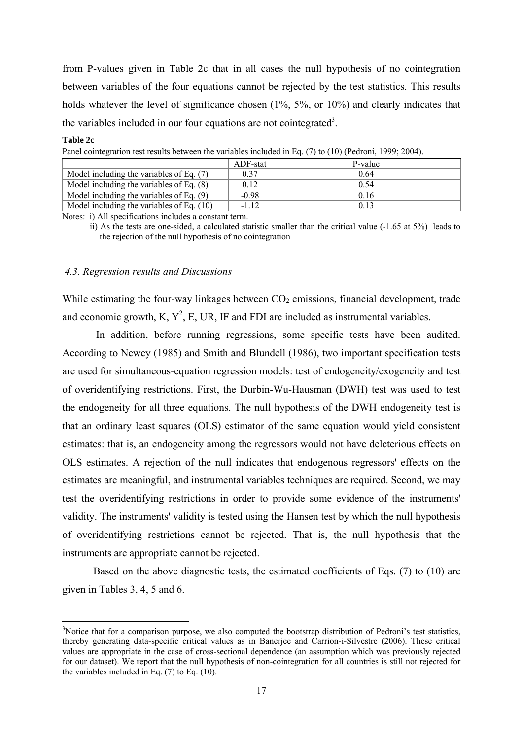from P-values given in Table 2c that in all cases the null hypothesis of no cointegration between variables of the four equations cannot be rejected by the test statistics. This results holds whatever the level of significance chosen (1%, 5%, or 10%) and clearly indicates that the variables included in our four equations are not cointegrated[3].

**Table 2c**

Panel cointegration test results between the variables included in Eq. (7) to (10) (Pedroni, 1999; 2004).

| | ADF-stat | P-value |
|---|---|---|
| Model including the variables of Eq. (7) | 0.37 | 0.64 |
| Model including the variables of Eq. (8) | 0.12 | 0.54 |
| Model including the variables of Eq. (9) | -0.98 | 0.16 |
| Model including the variables of Eq. (10) | -1.12 | 0.13 |

Notes: i) All specifications includes a constant term.

ii) As the tests are one-sided, a calculated statistic smaller than the critical value (-1.65 at 5%) leads to the rejection of the null hypothesis of no cointegration

### *4.3. Regression results and Discussions*

While estimating the four-way linkages between $CO_2$ emissions, financial development, trade and economic growth, K, $Y^2$, E, UR, IF and FDI are included as instrumental variables.

In addition, before running regressions, some specific tests have been audited. According to Newey (1985) and Smith and Blundell (1986), two important specification tests are used for simultaneous-equation regression models: test of endogeneity/exogeneity and test of overidentifying restrictions. First, the Durbin-Wu-Hausman (DWH) test was used to test the endogeneity for all three equations. The null hypothesis of the DWH endogeneity test is that an ordinary least squares (OLS) estimator of the same equation would yield consistent estimates: that is, an endogeneity among the regressors would not have deleterious effects on OLS estimates. A rejection of the null indicates that endogenous regressors' effects on the estimates are meaningful, and instrumental variables techniques are required. Second, we may test the overidentifying restrictions in order to provide some evidence of the instruments' validity. The instruments' validity is tested using the Hansen test by which the null hypothesis of overidentifying restrictions cannot be rejected. That is, the null hypothesis that the instruments are appropriate cannot be rejected.

Based on the above diagnostic tests, the estimated coefficients of Eqs. (7) to (10) are given in Tables 3, 4, 5 and 6.

[3]Notice that for a comparison purpose, we also computed the bootstrap distribution of Pedroni's test statistics, thereby generating data-specific critical values as in Banerjee and Carrion-i-Silvestre (2006). These critical values are appropriate in the case of cross-sectional dependence (an assumption which was previously rejected for our dataset). We report that the null hypothesis of non-cointegration for all countries is still not rejected for the variables included in Eq. (7) to Eq. (10).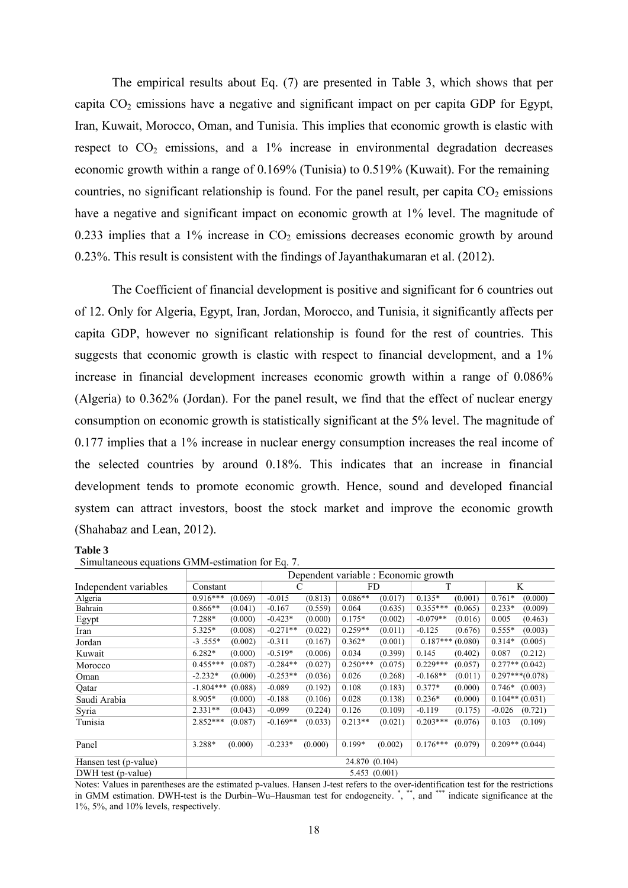The empirical results about Eq. (7) are presented in Table 3, which shows that per capita $CO_2$ emissions have a negative and significant impact on per capita GDP for Egypt, Iran, Kuwait, Morocco, Oman, and Tunisia. This implies that economic growth is elastic with respect to $CO_2$ emissions, and a 1% increase in environmental degradation decreases economic growth within a range of 0.169% (Tunisia) to 0.519% (Kuwait). For the remaining countries, no significant relationship is found. For the panel result, per capita $CO_2$ emissions have a negative and significant impact on economic growth at 1% level. The magnitude of 0.233 implies that a 1% increase in $CO_2$ emissions decreases economic growth by around 0.23%. This result is consistent with the findings of Jayanthakumaran et al. (2012).

The Coefficient of financial development is positive and significant for 6 countries out of 12. Only for Algeria, Egypt, Iran, Jordan, Morocco, and Tunisia, it significantly affects per capita GDP, however no significant relationship is found for the rest of countries. This suggests that economic growth is elastic with respect to financial development, and a 1% increase in financial development increases economic growth within a range of 0.086% (Algeria) to 0.362% (Jordan). For the panel result, we find that the effect of nuclear energy consumption on economic growth is statistically significant at the 5% level. The magnitude of 0.177 implies that a 1% increase in nuclear energy consumption increases the real income of the selected countries by around 0.18%. This indicates that an increase in financial development tends to promote economic growth. Hence, sound and developed financial system can attract investors, boost the stock market and improve the economic growth (Shahabaz and Lean, 2012).

**Table 3**
Simultaneous equations GMM-estimation for Eq. 7.

| | Dependent variable : Economic growth | | | | | | | | | |
|---|---|---|---|---|---|---|---|---|---|---|
| Independent variables | Constant | | C | | FD | | T | | K | |
| Algeria | 0.916*** | (0.069) | -0.015 | (0.813) | 0.086** | (0.017) | 0.135* | (0.001) | 0.761* | (0.000) |
| Bahrain | 0.866** | (0.041) | -0.167 | (0.559) | 0.064 | (0.635) | 0.355*** | (0.065) | 0.233* | (0.009) |
| Egypt | 7.288* | (0.000) | -0.423* | (0.000) | 0.175* | (0.002) | -0.079** | (0.016) | 0.005 | (0.463) |
| Iran | 5.325* | (0.008) | -0.271** | (0.022) | 0.259** | (0.011) | -0.125 | (0.676) | 0.555* | (0.003) |
| Jordan | -3 .555* | (0.002) | -0.311 | (0.167) | 0.362* | (0.001) | 0.187*** | (0.080) | 0.314* | (0.005) |
| Kuwait | 6.282* | (0.000) | -0.519* | (0.006) | 0.034 | (0.399) | 0.145 | (0.402) | 0.087 | (0.212) |
| Morocco | 0.455*** | (0.087) | -0.284** | (0.027) | 0.250*** | (0.075) | 0.229*** | (0.057) | 0.277** | (0.042) |
| Oman | -2.232* | (0.000) | -0.253** | (0.036) | 0.026 | (0.268) | -0.168** | (0.011) | 0.297*** | (0.078) |
| Qatar | -1.804*** | (0.088) | -0.089 | (0.192) | 0.108 | (0.183) | 0.377* | (0.000) | 0.746* | (0.003) |
| Saudi Arabia | 8.905* | (0.000) | -0.188 | (0.106) | 0.028 | (0.138) | 0.236* | (0.000) | 0.104** | (0.031) |
| Syria | 2.331** | (0.043) | -0.099 | (0.224) | 0.126 | (0.109) | -0.119 | (0.175) | -0.026 | (0.721) |
| Tunisia | 2.852*** | (0.087) | -0.169** | (0.033) | 0.213** | (0.021) | 0.203*** | (0.076) | 0.103 | (0.109) |
| Panel | 3.288* | (0.000) | -0.233* | (0.000) | 0.199* | (0.002) | 0.176*** | (0.079) | 0.209** | (0.044) |
| Hansen test (p-value) | 24.870 (0.104) | | | | | | | | | |
| DWH test (p-value) | 5.453 (0.001) | | | | | | | | | |

Notes: Values in parentheses are the estimated p-values. Hansen J-test refers to the over-identification test for the restrictions in GMM estimation. DWH-test is the Durbin–Wu–Hausman test for endogeneity. *, **, and *** indicate significance at the 1%, 5%, and 10% levels, respectively.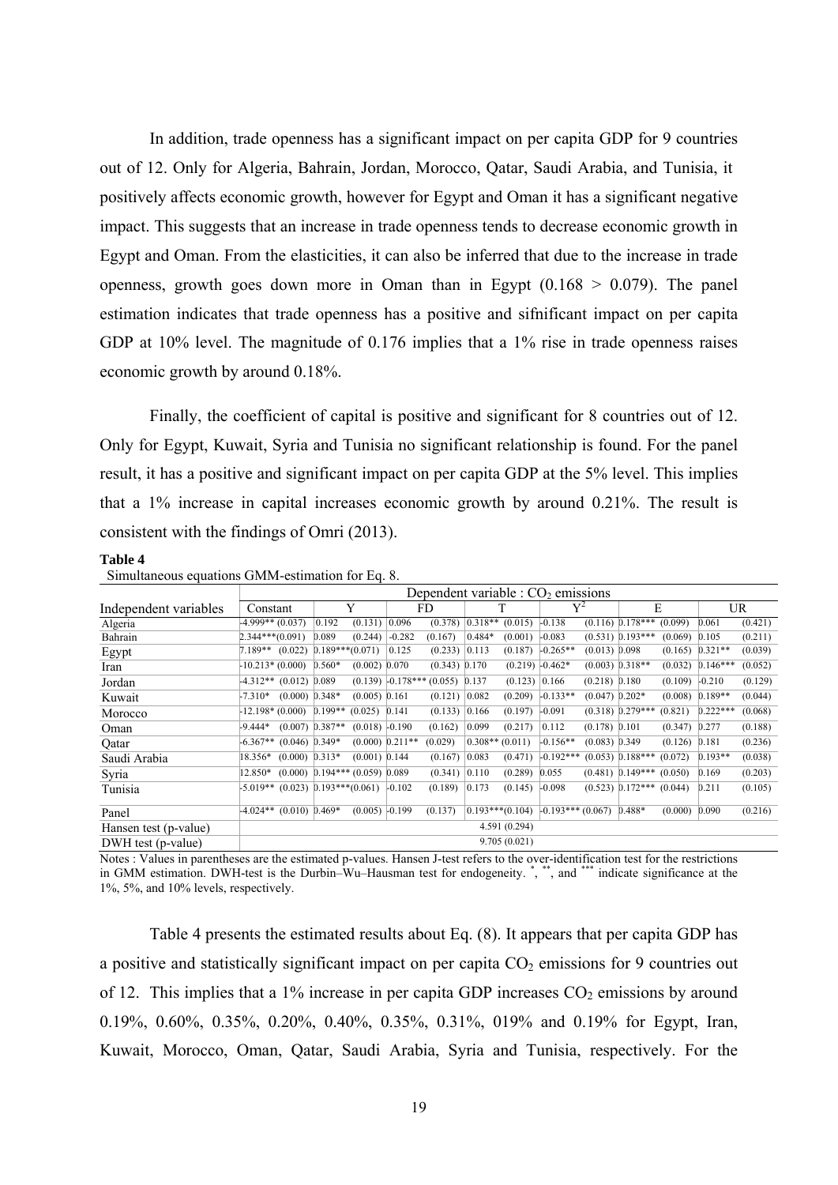In addition, trade openness has a significant impact on per capita GDP for 9 countries out of 12. Only for Algeria, Bahrain, Jordan, Morocco, Qatar, Saudi Arabia, and Tunisia, it positively affects economic growth, however for Egypt and Oman it has a significant negative impact. This suggests that an increase in trade openness tends to decrease economic growth in Egypt and Oman. From the elasticities, it can also be inferred that due to the increase in trade openness, growth goes down more in Oman than in Egypt (0.168 > 0.079). The panel estimation indicates that trade openness has a positive and sifnificant impact on per capita GDP at 10% level. The magnitude of 0.176 implies that a 1% rise in trade openness raises economic growth by around 0.18%.

Finally, the coefficient of capital is positive and significant for 8 countries out of 12. Only for Egypt, Kuwait, Syria and Tunisia no significant relationship is found. For the panel result, it has a positive and significant impact on per capita GDP at the 5% level. This implies that a 1% increase in capital increases economic growth by around 0.21%. The result is consistent with the findings of Omri (2013).

**Table 4**

Simultaneous equations GMM-estimation for Eq. 8.

| Independent variables | Dependent variable : $CO_2$ emissions | | | | | | | | | | | | | |
|---|---|---|---|---|---|---|---|---|---|---|---|---|---|---|
| | Constant | | Y | | FD | | T | | $Y^2$ | | E | | UR | |
| Algeria | -4.999** | (0.037) | 0.192 | (0.131) | 0.096 | (0.378) | 0.318** | (0.015) | -0.138 | (0.116) | 0.178*** | (0.099) | 0.061 | (0.421) |
| Bahrain | 2.344*** | (0.091) | 0.089 | (0.244) | -0.282 | (0.167) | 0.484* | (0.001) | -0.083 | (0.531) | 0.193*** | (0.069) | 0.105 | (0.211) |
| Egypt | 7.189** | (0.022) | 0.189*** | (0.071) | 0.125 | (0.233) | 0.113 | (0.187) | -0.265** | (0.013) | 0.098 | (0.165) | 0.321** | (0.039) |
| Iran | -10.213* | (0.000) | 0.560* | (0.002) | 0.070 | (0.343) | 0.170 | (0.219) | -0.462* | (0.003) | 0.318** | (0.032) | 0.146*** | (0.052) |
| Jordan | -4.312** | (0.012) | 0.089 | (0.139) | -0.178*** | (0.055) | 0.137 | (0.123) | 0.166 | (0.218) | 0.180 | (0.109) | -0.210 | (0.129) |
| Kuwait | -7.310* | (0.000) | 0.348* | (0.005) | 0.161 | (0.121) | 0.082 | (0.209) | -0.133** | (0.047) | 0.202* | (0.008) | 0.189** | (0.044) |
| Morocco | -12.198* | (0.000) | 0.199** | (0.025) | 0.141 | (0.133) | 0.166 | (0.197) | -0.091 | (0.318) | 0.279*** | (0.821) | 0.222*** | (0.068) |
| Oman | -9.444* | (0.007) | 0.387** | (0.018) | -0.190 | (0.162) | 0.099 | (0.217) | 0.112 | (0.178) | 0.101 | (0.347) | 0.277 | (0.188) |
| Qatar | -6.367** | (0.046) | 0.349* | (0.000) | 0.211** | (0.029) | 0.308** | (0.011) | -0.156** | (0.083) | 0.349 | (0.126) | 0.181 | (0.236) |
| Saudi Arabia | 18.356* | (0.000) | 0.313* | (0.001) | 0.144 | (0.167) | 0.083 | (0.471) | -0.192*** | (0.053) | 0.188*** | (0.072) | 0.193** | (0.038) |
| Syria | 12.850* | (0.000) | 0.194*** | (0.059) | 0.089 | (0.341) | 0.110 | (0.289) | 0.055 | (0.481) | 0.149*** | (0.050) | 0.169 | (0.203) |
| Tunisia | -5.019** | (0.023) | 0.193*** | (0.061) | -0.102 | (0.189) | 0.173 | (0.145) | -0.098 | (0.523) | 0.172*** | (0.044) | 0.211 | (0.105) |
| Panel | -4.024** | (0.010) | 0.469* | (0.005) | -0.199 | (0.137) | 0.193*** | (0.104) | -0.193*** | (0.067) | 0.488* | (0.000) | 0.090 | (0.216) |
| Hansen test (p-value) | 4.591 (0.294) | | | | | | | | | | | | | |
| DWH test (p-value) | 9.705 (0.021) | | | | | | | | | | | | | |

Notes : Values in parentheses are the estimated p-values. Hansen J-test refers to the over-identification test for the restrictions in GMM estimation. DWH-test is the Durbin–Wu–Hausman test for endogeneity. *, **, and *** indicate significance at the 1%, 5%, and 10% levels, respectively.

Table 4 presents the estimated results about Eq. (8). It appears that per capita GDP has a positive and statistically significant impact on per capita $CO_2$ emissions for 9 countries out of 12. This implies that a 1% increase in per capita GDP increases $CO_2$ emissions by around 0.19%, 0.60%, 0.35%, 0.20%, 0.40%, 0.35%, 0.31%, 019% and 0.19% for Egypt, Iran, Kuwait, Morocco, Oman, Qatar, Saudi Arabia, Syria and Tunisia, respectively. For the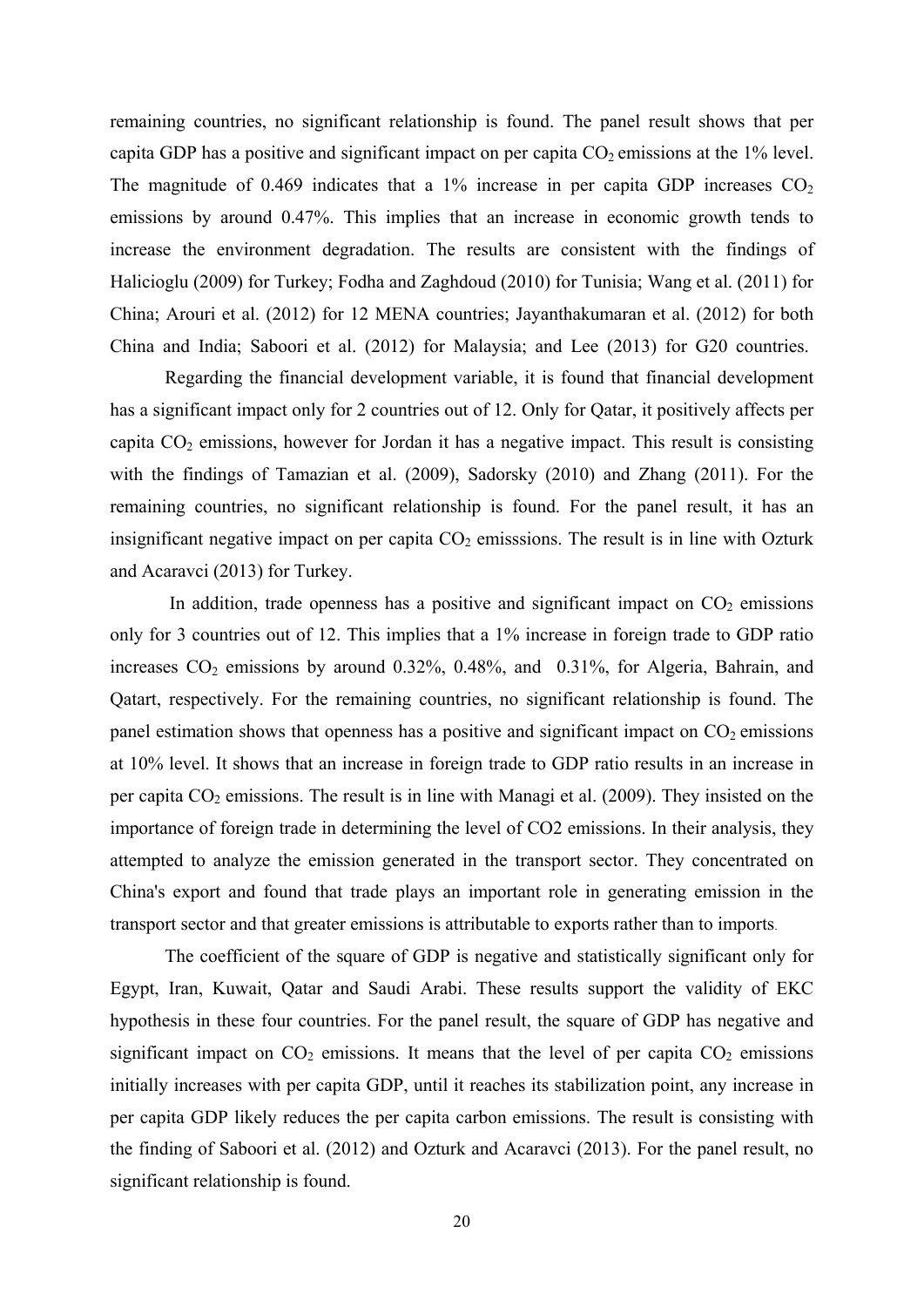remaining countries, no significant relationship is found. The panel result shows that per capita GDP has a positive and significant impact on per capita $CO_2$ emissions at the 1% level. The magnitude of 0.469 indicates that a 1% increase in per capita GDP increases $CO_2$ emissions by around 0.47%. This implies that an increase in economic growth tends to increase the environment degradation. The results are consistent with the findings of Halicioglu (2009) for Turkey; Fodha and Zaghdoud (2010) for Tunisia; Wang et al. (2011) for China; Arouri et al. (2012) for 12 MENA countries; Jayanthakumaran et al. (2012) for both China and India; Saboori et al. (2012) for Malaysia; and Lee (2013) for G20 countries.

Regarding the financial development variable, it is found that financial development has a significant impact only for 2 countries out of 12. Only for Qatar, it positively affects per capita $CO_2$ emissions, however for Jordan it has a negative impact. This result is consisting with the findings of Tamazian et al. (2009), Sadorsky (2010) and Zhang (2011). For the remaining countries, no significant relationship is found. For the panel result, it has an insignificant negative impact on per capita $CO_2$ emisssions. The result is in line with Ozturk and Acaravci (2013) for Turkey.

In addition, trade openness has a positive and significant impact on $CO_2$ emissions only for 3 countries out of 12. This implies that a 1% increase in foreign trade to GDP ratio increases $CO_2$ emissions by around 0.32%, 0.48%, and 0.31%, for Algeria, Bahrain, and Qatart, respectively. For the remaining countries, no significant relationship is found. The panel estimation shows that openness has a positive and significant impact on $CO_2$ emissions at 10% level. It shows that an increase in foreign trade to GDP ratio results in an increase in per capita $CO_2$ emissions. The result is in line with Managi et al. (2009). They insisted on the importance of foreign trade in determining the level of CO2 emissions. In their analysis, they attempted to analyze the emission generated in the transport sector. They concentrated on China's export and found that trade plays an important role in generating emission in the transport sector and that greater emissions is attributable to exports rather than to imports.

The coefficient of the square of GDP is negative and statistically significant only for Egypt, Iran, Kuwait, Qatar and Saudi Arabi. These results support the validity of EKC hypothesis in these four countries. For the panel result, the square of GDP has negative and significant impact on $CO_2$ emissions. It means that the level of per capita $CO_2$ emissions initially increases with per capita GDP, until it reaches its stabilization point, any increase in per capita GDP likely reduces the per capita carbon emissions. The result is consisting with the finding of Saboori et al. (2012) and Ozturk and Acaravci (2013). For the panel result, no significant relationship is found.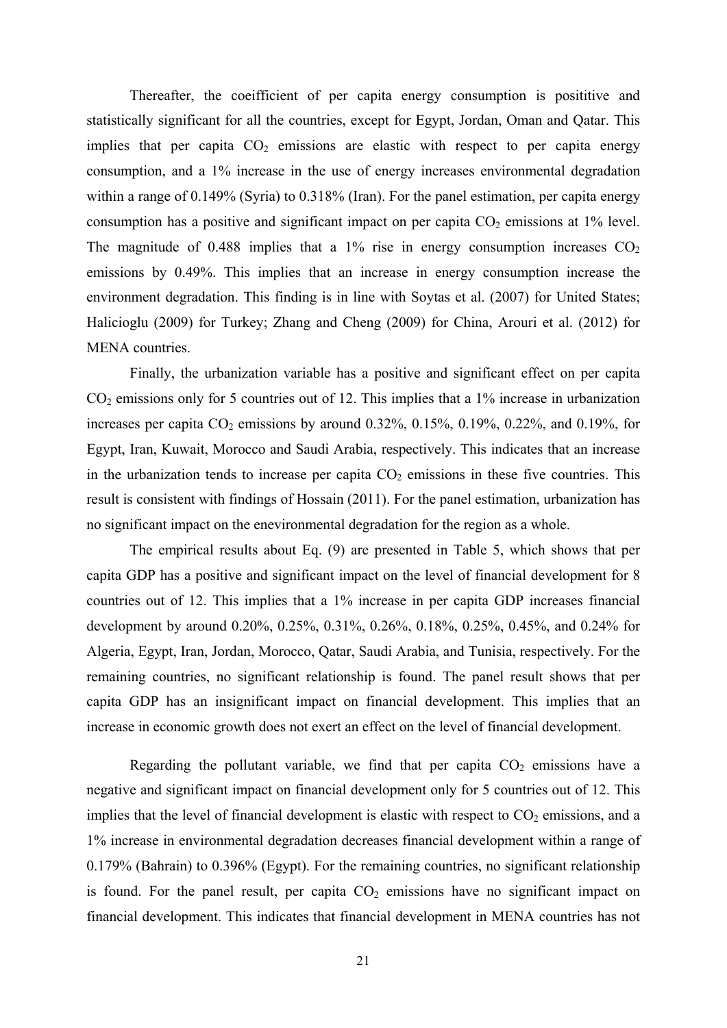Thereafter, the coeifficient of per capita energy consumption is posititive and statistically significant for all the countries, except for Egypt, Jordan, Oman and Qatar. This implies that per capita $CO_2$ emissions are elastic with respect to per capita energy consumption, and a 1% increase in the use of energy increases environmental degradation within a range of 0.149% (Syria) to 0.318% (Iran). For the panel estimation, per capita energy consumption has a positive and significant impact on per capita $CO_2$ emissions at 1% level. The magnitude of 0.488 implies that a 1% rise in energy consumption increases $CO_2$ emissions by 0.49%. This implies that an increase in energy consumption increase the environment degradation. This finding is in line with Soytas et al. (2007) for United States; Halicioglu (2009) for Turkey; Zhang and Cheng (2009) for China, Arouri et al. (2012) for MENA countries.

Finally, the urbanization variable has a positive and significant effect on per capita $CO_2$ emissions only for 5 countries out of 12. This implies that a 1% increase in urbanization increases per capita $CO_2$ emissions by around 0.32%, 0.15%, 0.19%, 0.22%, and 0.19%, for Egypt, Iran, Kuwait, Morocco and Saudi Arabia, respectively. This indicates that an increase in the urbanization tends to increase per capita $CO_2$ emissions in these five countries. This result is consistent with findings of Hossain (2011). For the panel estimation, urbanization has no significant impact on the enevironmental degradation for the region as a whole.

The empirical results about Eq. (9) are presented in Table 5, which shows that per capita GDP has a positive and significant impact on the level of financial development for 8 countries out of 12. This implies that a 1% increase in per capita GDP increases financial development by around 0.20%, 0.25%, 0.31%, 0.26%, 0.18%, 0.25%, 0.45%, and 0.24% for Algeria, Egypt, Iran, Jordan, Morocco, Qatar, Saudi Arabia, and Tunisia, respectively. For the remaining countries, no significant relationship is found. The panel result shows that per capita GDP has an insignificant impact on financial development. This implies that an increase in economic growth does not exert an effect on the level of financial development.

Regarding the pollutant variable, we find that per capita $CO_2$ emissions have a negative and significant impact on financial development only for 5 countries out of 12. This implies that the level of financial development is elastic with respect to $CO_2$ emissions, and a 1% increase in environmental degradation decreases financial development within a range of 0.179% (Bahrain) to 0.396% (Egypt). For the remaining countries, no significant relationship is found. For the panel result, per capita $CO_2$ emissions have no significant impact on financial development. This indicates that financial development in MENA countries has not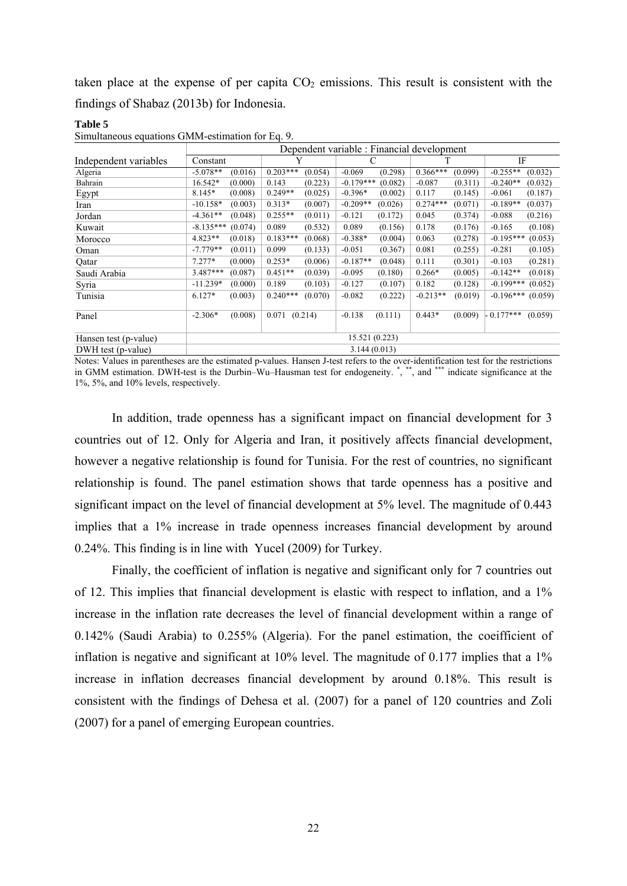taken place at the expense of per capita $CO_2$ emissions. This result is consistent with the findings of Shabaz (2013b) for Indonesia.

**Table 5**
Simultaneous equations GMM-estimation for Eq. 9.

| Independent variables | Dependent variable : Financial development | | | | | | | | | |
|---|---|---|---|---|---|---|---|---|---|---|
| | Constant | | Y | | C | | T | | IF | |
| Algeria | -5.078** | (0.016) | 0.203*** | (0.054) | -0.069 | (0.298) | 0.366*** | (0.099) | -0.255** | (0.032) |
| Bahrain | 16.542* | (0.000) | 0.143 | (0.223) | -0.179*** | (0.082) | -0.087 | (0.311) | -0.240** | (0.032) |
| Egypt | 8.145* | (0.008) | 0.249** | (0.025) | -0.396* | (0.002) | 0.117 | (0.145) | -0.061 | (0.187) |
| Iran | -10.158* | (0.003) | 0.313* | (0.007) | -0.209** | (0.026) | 0.274*** | (0.071) | -0.189** | (0.037) |
| Jordan | -4.361** | (0.048) | 0.255** | (0.011) | -0.121 | (0.172) | 0.045 | (0.374) | -0.088 | (0.216) |
| Kuwait | -8.135*** | (0.074) | 0.089 | (0.532) | 0.089 | (0.156) | 0.178 | (0.176) | -0.165 | (0.108) |
| Morocco | 4.823** | (0.018) | 0.183*** | (0.068) | -0.388* | (0.004) | 0.063 | (0.278) | -0.195*** | (0.053) |
| Oman | -7.779** | (0.011) | 0.099 | (0.133) | -0.051 | (0.367) | 0.081 | (0.255) | -0.281 | (0.105) |
| Qatar | 7.277* | (0.000) | 0.253* | (0.006) | -0.187** | (0.048) | 0.111 | (0.301) | -0.103 | (0.281) |
| Saudi Arabia | 3.487*** | (0.087) | 0.451** | (0.039) | -0.095 | (0.180) | 0.266* | (0.005) | -0.142** | (0.018) |
| Syria | -11.239* | (0.000) | 0.189 | (0.103) | -0.127 | (0.107) | 0.182 | (0.128) | -0.199*** | (0.052) |
| Tunisia | 6.127* | (0.003) | 0.240*** | (0.070) | -0.082 | (0.222) | -0.213** | (0.019) | -0.196*** | (0.059) |
| Panel | -2.306* | (0.008) | 0.071 | (0.214) | -0.138 | (0.111) | 0.443* | (0.009) | - 0.177*** | (0.059) |
| Hansen test (p-value) | 15.521 (0.223) | | | | | | | | | |
| DWH test (p-value) | 3.144 (0.013) | | | | | | | | | |

Notes: Values in parentheses are the estimated p-values. Hansen J-test refers to the over-identification test for the restrictions in GMM estimation. DWH-test is the Durbin–Wu–Hausman test for endogeneity. *, **, and *** indicate significance at the 1%, 5%, and 10% levels, respectively.

In addition, trade openness has a significant impact on financial development for 3 countries out of 12. Only for Algeria and Iran, it positively affects financial development, however a negative relationship is found for Tunisia. For the rest of countries, no significant relationship is found. The panel estimation shows that tarde openness has a positive and significant impact on the level of financial development at 5% level. The magnitude of 0.443 implies that a 1% increase in trade openness increases financial development by around 0.24%. This finding is in line with Yucel (2009) for Turkey.

Finally, the coefficient of inflation is negative and significant only for 7 countries out of 12. This implies that financial development is elastic with respect to inflation, and a 1% increase in the inflation rate decreases the level of financial development within a range of 0.142% (Saudi Arabia) to 0.255% (Algeria). For the panel estimation, the coeifficient of inflation is negative and significant at 10% level. The magnitude of 0.177 implies that a 1% increase in inflation decreases financial development by around 0.18%. This result is consistent with the findings of Dehesa et al. (2007) for a panel of 120 countries and Zoli (2007) for a panel of emerging European countries.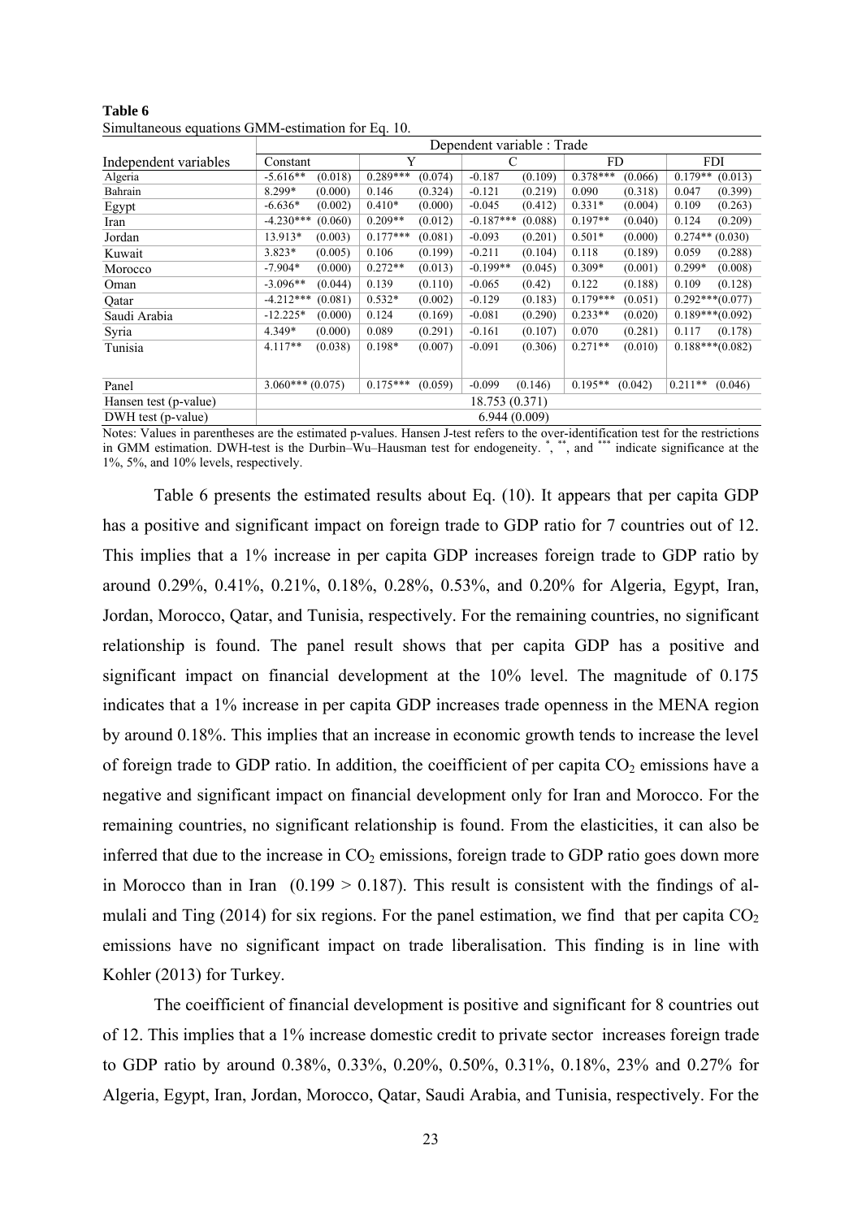**Table 6**
Simultaneous equations GMM-estimation for Eq. 10.

| | Dependent variable : Trade | | | | | | | | | |
|---|---|---|---|---|---|---|---|---|---|---|
| Independent variables | Constant | | Y | | C | | FD | | FDI | |
| Algeria | -5.616** | (0.018) | 0.289*** | (0.074) | -0.187 | (0.109) | 0.378*** | (0.066) | 0.179** | (0.013) |
| Bahrain | 8.299* | (0.000) | 0.146 | (0.324) | -0.121 | (0.219) | 0.090 | (0.318) | 0.047 | (0.399) |
| Egypt | -6.636* | (0.002) | 0.410* | (0.000) | -0.045 | (0.412) | 0.331* | (0.004) | 0.109 | (0.263) |
| Iran | -4.230*** | (0.060) | 0.209** | (0.012) | -0.187*** | (0.088) | 0.197** | (0.040) | 0.124 | (0.209) |
| Jordan | 13.913* | (0.003) | 0.177*** | (0.081) | -0.093 | (0.201) | 0.501* | (0.000) | 0.274** | (0.030) |
| Kuwait | 3.823* | (0.005) | 0.106 | (0.199) | -0.211 | (0.104) | 0.118 | (0.189) | 0.059 | (0.288) |
| Morocco | -7.904* | (0.000) | 0.272** | (0.013) | -0.199** | (0.045) | 0.309* | (0.001) | 0.299* | (0.008) |
| Oman | -3.096** | (0.044) | 0.139 | (0.110) | -0.065 | (0.42) | 0.122 | (0.188) | 0.109 | (0.128) |
| Qatar | -4.212*** | (0.081) | 0.532* | (0.002) | -0.129 | (0.183) | 0.179*** | (0.051) | 0.292*** | (0.077) |
| Saudi Arabia | -12.225* | (0.000) | 0.124 | (0.169) | -0.081 | (0.290) | 0.233** | (0.020) | 0.189*** | (0.092) |
| Syria | 4.349* | (0.000) | 0.089 | (0.291) | -0.161 | (0.107) | 0.070 | (0.281) | 0.117 | (0.178) |
| Tunisia | 4.117** | (0.038) | 0.198* | (0.007) | -0.091 | (0.306) | 0.271** | (0.010) | 0.188*** | (0.082) |
| Panel | 3.060*** | (0.075) | 0.175*** | (0.059) | -0.099 | (0.146) | 0.195** | (0.042) | 0.211** | (0.046) |
| Hansen test (p-value) | 18.753 (0.371) | | | | | | | | | |
| DWH test (p-value) | 6.944 (0.009) | | | | | | | | | |

Notes: Values in parentheses are the estimated p-values. Hansen J-test refers to the over-identification test for the restrictions in GMM estimation. DWH-test is the Durbin–Wu–Hausman test for endogeneity. *, **, and *** indicate significance at the 1%, 5%, and 10% levels, respectively.

Table 6 presents the estimated results about Eq. (10). It appears that per capita GDP has a positive and significant impact on foreign trade to GDP ratio for 7 countries out of 12. This implies that a 1% increase in per capita GDP increases foreign trade to GDP ratio by around 0.29%, 0.41%, 0.21%, 0.18%, 0.28%, 0.53%, and 0.20% for Algeria, Egypt, Iran, Jordan, Morocco, Qatar, and Tunisia, respectively. For the remaining countries, no significant relationship is found. The panel result shows that per capita GDP has a positive and significant impact on financial development at the 10% level. The magnitude of 0.175 indicates that a 1% increase in per capita GDP increases trade openness in the MENA region by around 0.18%. This implies that an increase in economic growth tends to increase the level of foreign trade to GDP ratio. In addition, the coeifficient of per capita $CO_2$ emissions have a negative and significant impact on financial development only for Iran and Morocco. For the remaining countries, no significant relationship is found. From the elasticities, it can also be inferred that due to the increase in $CO_2$ emissions, foreign trade to GDP ratio goes down more in Morocco than in Iran $(0.199 > 0.187)$. This result is consistent with the findings of al-mulali and Ting (2014) for six regions. For the panel estimation, we find that per capita $CO_2$ emissions have no significant impact on trade liberalisation. This finding is in line with Kohler (2013) for Turkey.

The coeifficient of financial development is positive and significant for 8 countries out of 12. This implies that a 1% increase domestic credit to private sector increases foreign trade to GDP ratio by around 0.38%, 0.33%, 0.20%, 0.50%, 0.31%, 0.18%, 23% and 0.27% for Algeria, Egypt, Iran, Jordan, Morocco, Qatar, Saudi Arabia, and Tunisia, respectively. For the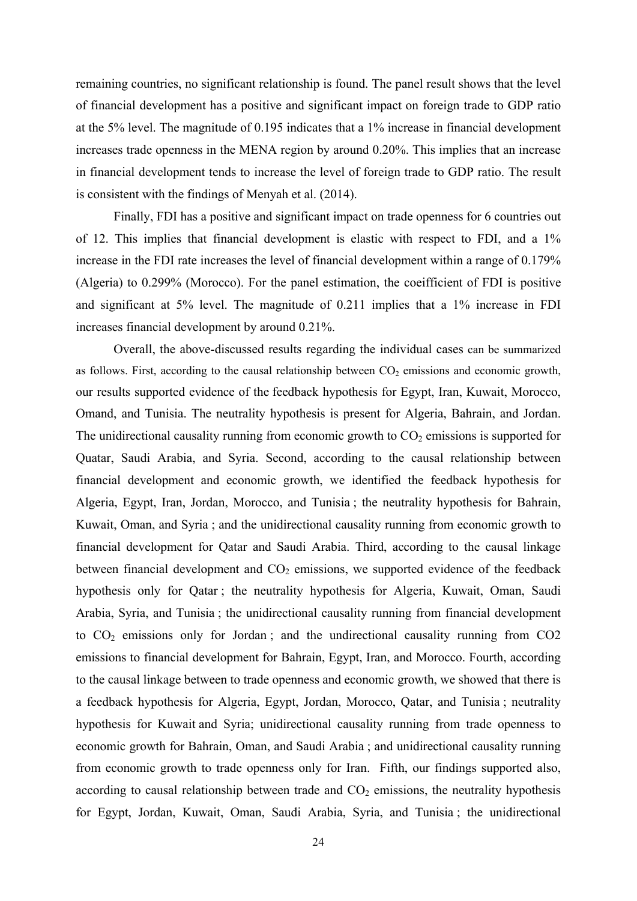remaining countries, no significant relationship is found. The panel result shows that the level of financial development has a positive and significant impact on foreign trade to GDP ratio at the 5% level. The magnitude of 0.195 indicates that a 1% increase in financial development increases trade openness in the MENA region by around 0.20%. This implies that an increase in financial development tends to increase the level of foreign trade to GDP ratio. The result is consistent with the findings of Menyah et al. (2014).

Finally, FDI has a positive and significant impact on trade openness for 6 countries out of 12. This implies that financial development is elastic with respect to FDI, and a 1% increase in the FDI rate increases the level of financial development within a range of 0.179% (Algeria) to 0.299% (Morocco). For the panel estimation, the coeifficient of FDI is positive and significant at 5% level. The magnitude of 0.211 implies that a 1% increase in FDI increases financial development by around 0.21%.

Overall, the above-discussed results regarding the individual cases can be summarized as follows. First, according to the causal relationship between $CO_2$ emissions and economic growth, our results supported evidence of the feedback hypothesis for Egypt, Iran, Kuwait, Morocco, Omand, and Tunisia. The neutrality hypothesis is present for Algeria, Bahrain, and Jordan. The unidirectional causality running from economic growth to $CO_2$ emissions is supported for Quatar, Saudi Arabia, and Syria. Second, according to the causal relationship between financial development and economic growth, we identified the feedback hypothesis for Algeria, Egypt, Iran, Jordan, Morocco, and Tunisia ; the neutrality hypothesis for Bahrain, Kuwait, Oman, and Syria ; and the unidirectional causality running from economic growth to financial development for Qatar and Saudi Arabia. Third, according to the causal linkage between financial development and $CO_2$ emissions, we supported evidence of the feedback hypothesis only for Qatar ; the neutrality hypothesis for Algeria, Kuwait, Oman, Saudi Arabia, Syria, and Tunisia ; the unidirectional causality running from financial development to $CO_2$ emissions only for Jordan ; and the underectional causality running from CO2 emissions to financial development for Bahrain, Egypt, Iran, and Morocco. Fourth, according to the causal linkage between to trade openness and economic growth, we showed that there is a feedback hypothesis for Algeria, Egypt, Jordan, Morocco, Qatar, and Tunisia ; neutrality hypothesis for Kuwait and Syria; unidirectional causality running from trade openness to economic growth for Bahrain, Oman, and Saudi Arabia ; and unidirectional causality running from economic growth to trade openness only for Iran. Fifth, our findings supported also, according to causal relationship between trade and $CO_2$ emissions, the neutrality hypothesis for Egypt, Jordan, Kuwait, Oman, Saudi Arabia, Syria, and Tunisia ; the unidirectional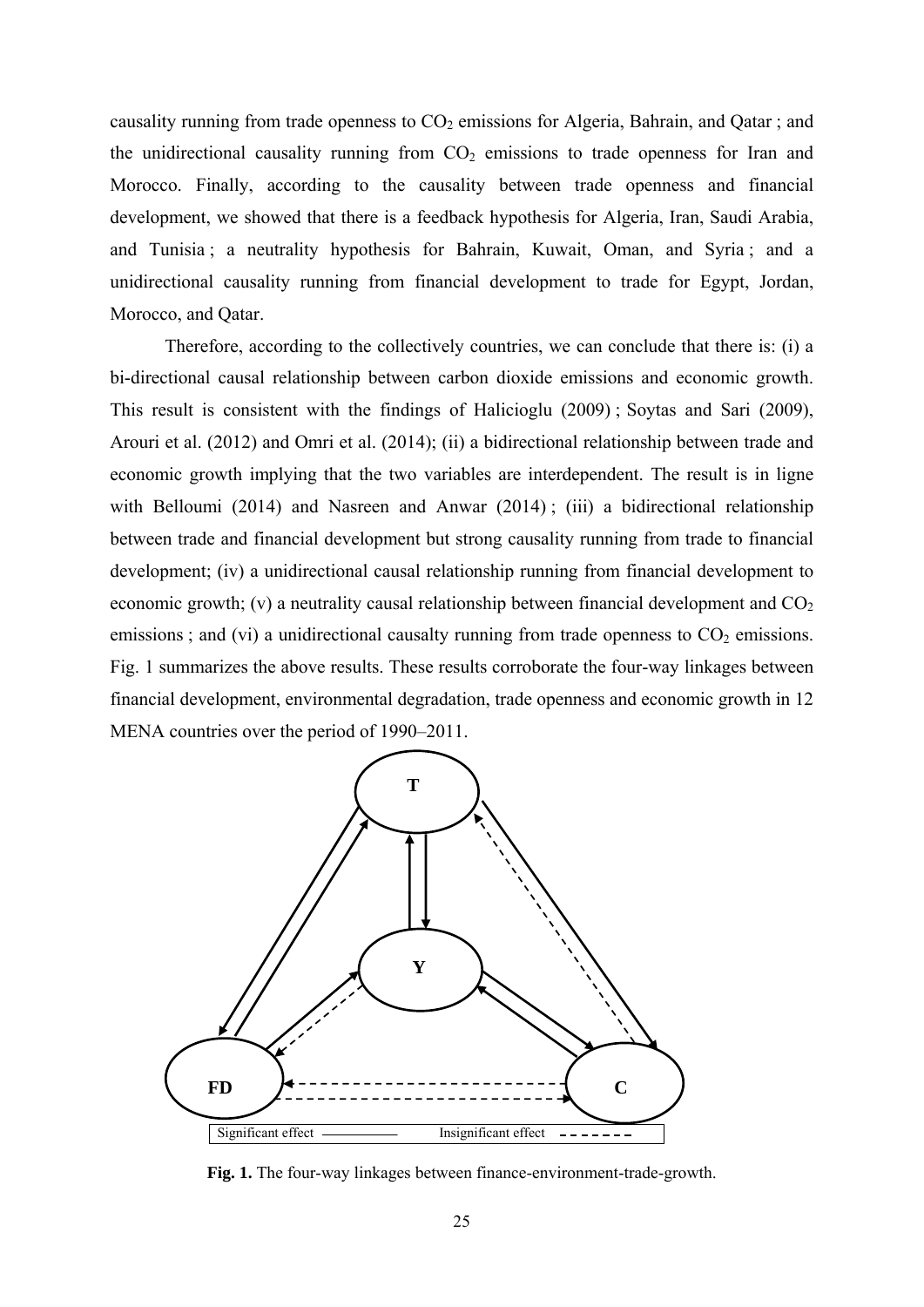causality running from trade openness to $CO_2$ emissions for Algeria, Bahrain, and Qatar ; and the unidirectional causality running from $CO_2$ emissions to trade openness for Iran and Morocco. Finally, according to the causality between trade openness and financial development, we showed that there is a feedback hypothesis for Algeria, Iran, Saudi Arabia, and Tunisia ; a neutrality hypothesis for Bahrain, Kuwait, Oman, and Syria ; and a unidirectional causality running from financial development to trade for Egypt, Jordan, Morocco, and Qatar.

Therefore, according to the collectively countries, we can conclude that there is: (i) a bi-directional causal relationship between carbon dioxide emissions and economic growth. This result is consistent with the findings of Halicioglu (2009) ; Soytas and Sari (2009), Arouri et al. (2012) and Omri et al. (2014); (ii) a bidirectional relationship between trade and economic growth implying that the two variables are interdependent. The result is in ligne with Belloumi (2014) and Nasreen and Anwar (2014) ; (iii) a bidirectional relationship between trade and financial development but strong causality running from trade to financial development; (iv) a unidirectional causal relationship running from financial development to economic growth; (v) a neutrality causal relationship between financial development and $CO_2$ emissions ; and (vi) a unidirectional causalty running from trade openness to $CO_2$ emissions. Fig. 1 summarizes the above results. These results corroborate the four-way linkages between financial development, environmental degradation, trade openness and economic growth in 12 MENA countries over the period of 1990–2011.

T

Y

FD

C

Significant effect ———— Insignificant effect - - - - - -

**Fig. 1.** The four-way linkages between finance-environment-trade-growth.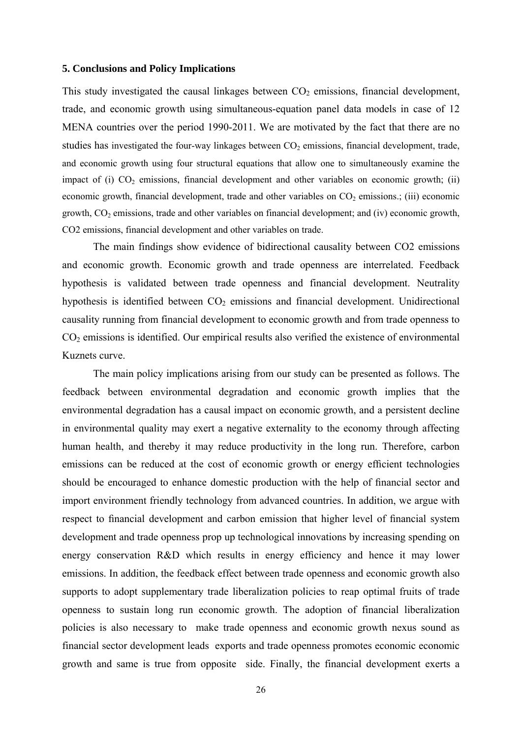### 5. Conclusions and Policy Implications

This study investigated the causal linkages between $CO_2$ emissions, financial development, trade, and economic growth using simultaneous-equation panel data models in case of 12 MENA countries over the period 1990-2011. We are motivated by the fact that there are no studies has investigated the four-way linkages between $CO_2$ emissions, financial development, trade, and economic growth using four structural equations that allow one to simultaneously examine the impact of (i) $CO_2$ emissions, financial development and other variables on economic growth; (ii) economic growth, financial development, trade and other variables on $CO_2$ emissions.; (iii) economic growth, $CO_2$ emissions, trade and other variables on financial development; and (iv) economic growth, CO2 emissions, financial development and other variables on trade.

The main findings show evidence of bidirectional causality between CO2 emissions and economic growth. Economic growth and trade openness are interrelated. Feedback hypothesis is validated between trade openness and financial development. Neutrality hypothesis is identified between $CO_2$ emissions and financial development. Unidirectional causality running from financial development to economic growth and from trade openness to $CO_2$ emissions is identified. Our empirical results also verified the existence of environmental Kuznets curve.

The main policy implications arising from our study can be presented as follows. The feedback between environmental degradation and economic growth implies that the environmental degradation has a causal impact on economic growth, and a persistent decline in environmental quality may exert a negative externality to the economy through affecting human health, and thereby it may reduce productivity in the long run. Therefore, carbon emissions can be reduced at the cost of economic growth or energy efficient technologies should be encouraged to enhance domestic production with the help of financial sector and import environment friendly technology from advanced countries. In addition, we argue with respect to financial development and carbon emission that higher level of financial system development and trade openness prop up technological innovations by increasing spending on energy conservation R&D which results in energy efficiency and hence it may lower emissions. In addition, the feedback effect between trade openness and economic growth also supports to adopt supplementary trade liberalization policies to reap optimal fruits of trade openness to sustain long run economic growth. The adoption of financial liberalization policies is also necessary to make trade openness and economic growth nexus sound as financial sector development leads exports and trade openness promotes economic economic growth and same is true from opposite side. Finally, the financial development exerts a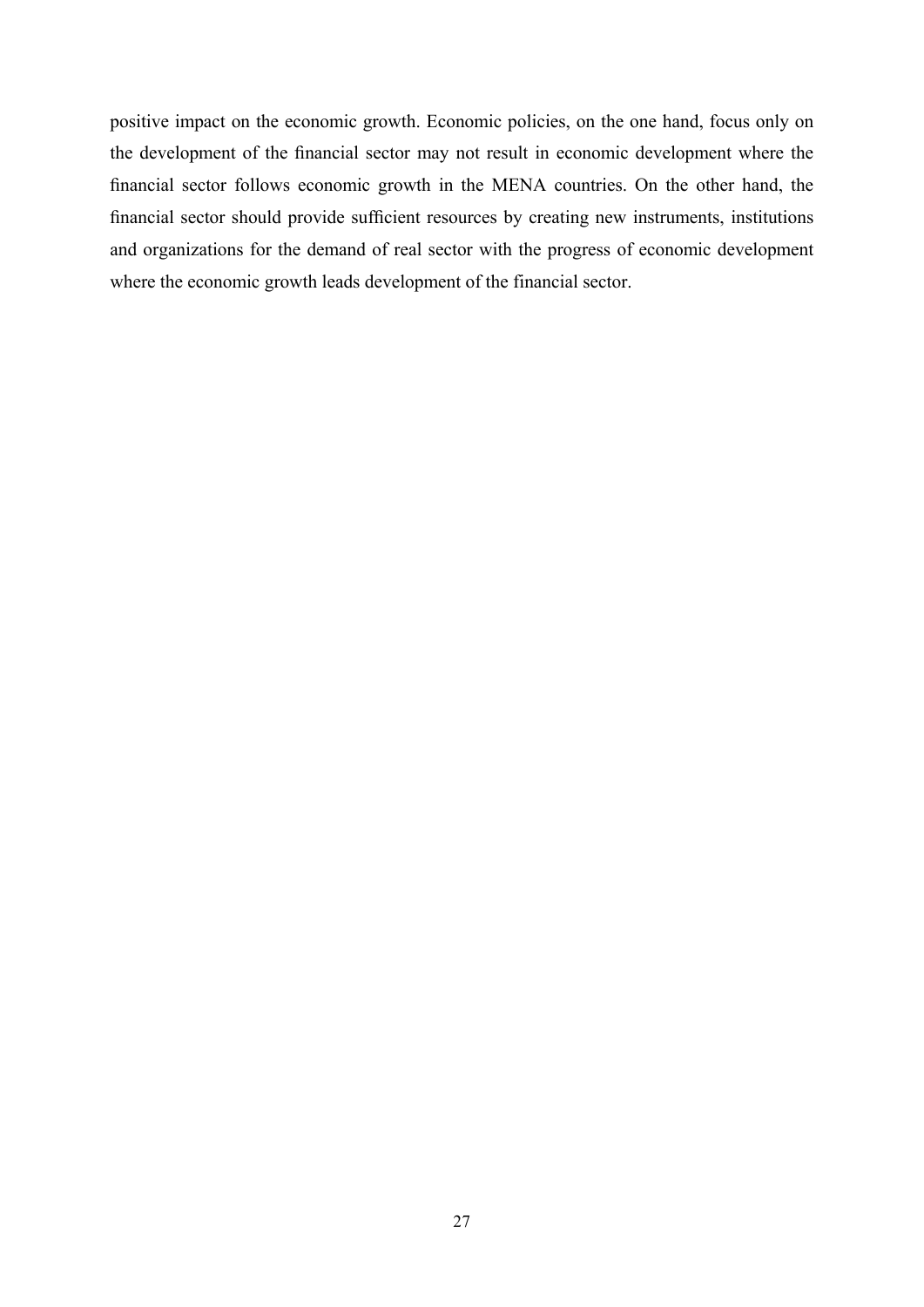positive impact on the economic growth. Economic policies, on the one hand, focus only on the development of the financial sector may not result in economic development where the financial sector follows economic growth in the MENA countries. On the other hand, the financial sector should provide sufficient resources by creating new instruments, institutions and organizations for the demand of real sector with the progress of economic development where the economic growth leads development of the financial sector.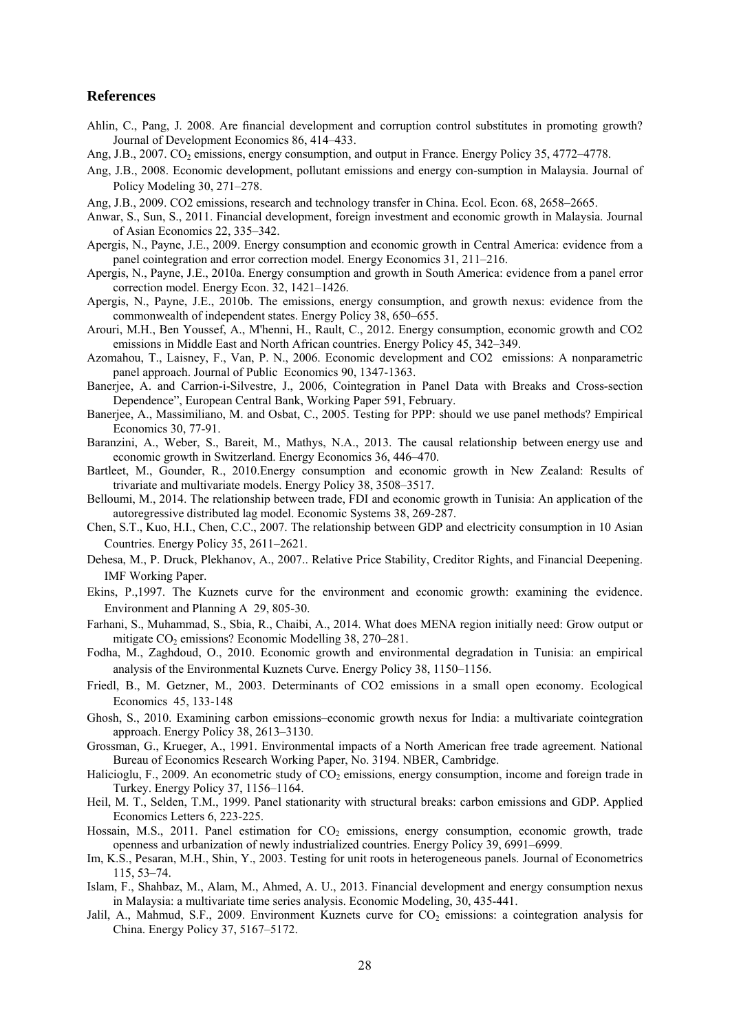## References

Ahlin, C., Pang, J. 2008. Are financial development and corruption control substitutes in promoting growth? Journal of Development Economics 86, 414–433.

Ang, J.B., 2007. $CO_2$ emissions, energy consumption, and output in France. Energy Policy 35, 4772–4778.

Ang, J.B., 2008. Economic development, pollutant emissions and energy con-sumption in Malaysia. Journal of Policy Modeling 30, 271–278.

Ang, J.B., 2009. CO2 emissions, research and technology transfer in China. Ecol. Econ. 68, 2658–2665.

Anwar, S., Sun, S., 2011. Financial development, foreign investment and economic growth in Malaysia. Journal of Asian Economics 22, 335–342.

Apergis, N., Payne, J.E., 2009. Energy consumption and economic growth in Central America: evidence from a panel cointegration and error correction model. Energy Economics 31, 211–216.

Apergis, N., Payne, J.E., 2010a. Energy consumption and growth in South America: evidence from a panel error correction model. Energy Econ. 32, 1421–1426.

Apergis, N., Payne, J.E., 2010b. The emissions, energy consumption, and growth nexus: evidence from the commonwealth of independent states. Energy Policy 38, 650–655.

Arouri, M.H., Ben Youssef, A., M'henni, H., Rault, C., 2012. Energy consumption, economic growth and CO2 emissions in Middle East and North African countries. Energy Policy 45, 342–349.

Azomahou, T., Laisney, F., Van, P. N., 2006. Economic development and CO2 emissions: A nonparametric panel approach. Journal of Public Economics 90, 1347-1363.

Banerjee, A. and Carrion-i-Silvestre, J., 2006, Cointegration in Panel Data with Breaks and Cross-section Dependence", European Central Bank, Working Paper 591, February.

Banerjee, A., Massimiliano, M. and Osbat, C., 2005. Testing for PPP: should we use panel methods? Empirical Economics 30, 77-91.

Baranzini, A., Weber, S., Bareit, M., Mathys, N.A., 2013. The causal relationship between energy use and economic growth in Switzerland. Energy Economics 36, 446–470.

Bartleet, M., Gounder, R., 2010.Energy consumption and economic growth in New Zealand: Results of trivariate and multivariate models. Energy Policy 38, 3508–3517.

Belloumi, M., 2014. The relationship between trade, FDI and economic growth in Tunisia: An application of the autoregressive distributed lag model. Economic Systems 38, 269-287.

Chen, S.T., Kuo, H.I., Chen, C.C., 2007. The relationship between GDP and electricity consumption in 10 Asian Countries. Energy Policy 35, 2611–2621.

Dehesa, M., P. Druck, Plekhanov, A., 2007.. Relative Price Stability, Creditor Rights, and Financial Deepening. IMF Working Paper.

Ekins, P.,1997. The Kuznets curve for the environment and economic growth: examining the evidence. Environment and Planning A 29, 805-30.

Farhani, S., Muhammad, S., Sbia, R., Chaibi, A., 2014. What does MENA region initially need: Grow output or mitigate $CO_2$ emissions? Economic Modelling 38, 270–281.

Fodha, M., Zaghdoud, O., 2010. Economic growth and environmental degradation in Tunisia: an empirical analysis of the Environmental Kuznets Curve. Energy Policy 38, 1150–1156.

Friedl, B., M. Getzner, M., 2003. Determinants of CO2 emissions in a small open economy. Ecological Economics 45, 133-148

Ghosh, S., 2010. Examining carbon emissions–economic growth nexus for India: a multivariate cointegration approach. Energy Policy 38, 2613–3130.

Grossman, G., Krueger, A., 1991. Environmental impacts of a North American free trade agreement. National Bureau of Economics Research Working Paper, No. 3194. NBER, Cambridge.

Halicioglu, F., 2009. An econometric study of $CO_2$ emissions, energy consumption, income and foreign trade in Turkey. Energy Policy 37, 1156–1164.

Heil, M. T., Selden, T.M., 1999. Panel stationarity with structural breaks: carbon emissions and GDP. Applied Economics Letters 6, 223-225.

Hossain, M.S., 2011. Panel estimation for $CO_2$ emissions, energy consumption, economic growth, trade openness and urbanization of newly industrialized countries. Energy Policy 39, 6991–6999.

Im, K.S., Pesaran, M.H., Shin, Y., 2003. Testing for unit roots in heterogeneous panels. Journal of Econometrics 115, 53–74.

Islam, F., Shahbaz, M., Alam, M., Ahmed, A. U., 2013. Financial development and energy consumption nexus in Malaysia: a multivariate time series analysis. Economic Modeling, 30, 435-441.

Jalil, A., Mahmud, S.F., 2009. Environment Kuznets curve for $CO_2$ emissions: a cointegration analysis for China. Energy Policy 37, 5167–5172.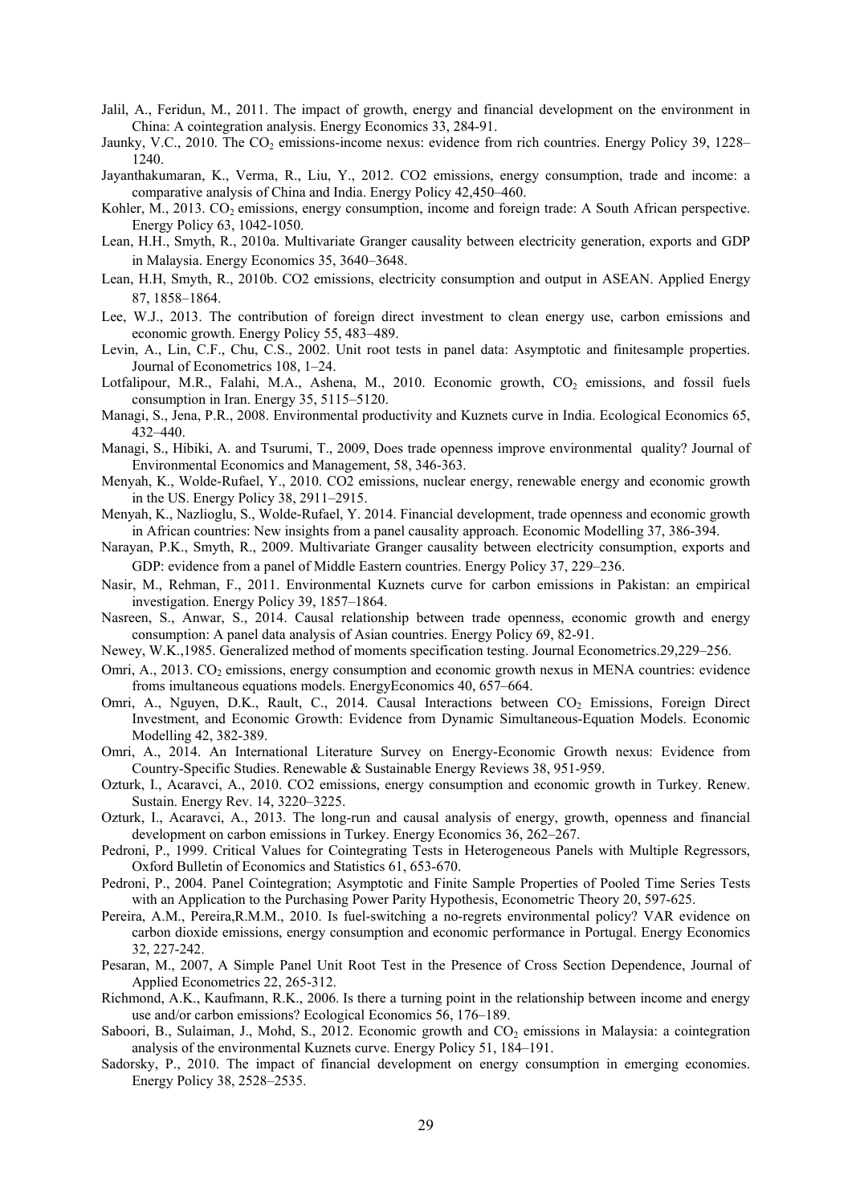Jalil, A., Feridun, M., 2011. The impact of growth, energy and financial development on the environment in China: A cointegration analysis. Energy Economics 33, 284-91.

Jaunky, V.C., 2010. The $CO_2$ emissions-income nexus: evidence from rich countries. Energy Policy 39, 1228–1240.

Jayanthakumaran, K., Verma, R., Liu, Y., 2012. CO2 emissions, energy consumption, trade and income: a comparative analysis of China and India. Energy Policy 42,450–460.

Kohler, M., 2013. $CO_2$ emissions, energy consumption, income and foreign trade: A South African perspective. Energy Policy 63, 1042-1050.

Lean, H.H., Smyth, R., 2010a. Multivariate Granger causality between electricity generation, exports and GDP in Malaysia. Energy Economics 35, 3640–3648.

Lean, H.H, Smyth, R., 2010b. CO2 emissions, electricity consumption and output in ASEAN. Applied Energy 87, 1858–1864.

Lee, W.J., 2013. The contribution of foreign direct investment to clean energy use, carbon emissions and economic growth. Energy Policy 55, 483–489.

Levin, A., Lin, C.F., Chu, C.S., 2002. Unit root tests in panel data: Asymptotic and finitesample properties. Journal of Econometrics 108, 1–24.

Lotfalipour, M.R., Falahi, M.A., Ashena, M., 2010. Economic growth, $CO_2$ emissions, and fossil fuels consumption in Iran. Energy 35, 5115–5120.

Managi, S., Jena, P.R., 2008. Environmental productivity and Kuznets curve in India. Ecological Economics 65, 432–440.

Managi, S., Hibiki, A. and Tsurumi, T., 2009, Does trade openness improve environmental quality? Journal of Environmental Economics and Management, 58, 346-363.

Menyah, K., Wolde-Rufael, Y., 2010. CO2 emissions, nuclear energy, renewable energy and economic growth in the US. Energy Policy 38, 2911–2915.

Menyah, K., Nazlioglu, S., Wolde-Rufael, Y. 2014. Financial development, trade openness and economic growth in African countries: New insights from a panel causality approach. Economic Modelling 37, 386-394.

Narayan, P.K., Smyth, R., 2009. Multivariate Granger causality between electricity consumption, exports and GDP: evidence from a panel of Middle Eastern countries. Energy Policy 37, 229–236.

Nasir, M., Rehman, F., 2011. Environmental Kuznets curve for carbon emissions in Pakistan: an empirical investigation. Energy Policy 39, 1857–1864.

Nasreen, S., Anwar, S., 2014. Causal relationship between trade openness, economic growth and energy consumption: A panel data analysis of Asian countries. Energy Policy 69, 82-91.

Newey, W.K.,1985. Generalized method of moments specification testing. Journal Econometrics.29,229–256.

Omri, A., 2013. $CO_2$ emissions, energy consumption and economic growth nexus in MENA countries: evidence froms imultaneous equations models. EnergyEconomics 40, 657–664.

Omri, A., Nguyen, D.K., Rault, C., 2014. Causal Interactions between $CO_2$ Emissions, Foreign Direct Investment, and Economic Growth: Evidence from Dynamic Simultaneous-Equation Models. Economic Modelling 42, 382-389.

Omri, A., 2014. An International Literature Survey on Energy-Economic Growth nexus: Evidence from Country-Specific Studies. Renewable & Sustainable Energy Reviews 38, 951-959.

Ozturk, I., Acaravci, A., 2010. CO2 emissions, energy consumption and economic growth in Turkey. Renew. Sustain. Energy Rev. 14, 3220–3225.

Ozturk, I., Acaravci, A., 2013. The long-run and causal analysis of energy, growth, openness and financial development on carbon emissions in Turkey. Energy Economics 36, 262–267.

Pedroni, P., 1999. Critical Values for Cointegrating Tests in Heterogeneous Panels with Multiple Regressors, Oxford Bulletin of Economics and Statistics 61, 653-670.

Pedroni, P., 2004. Panel Cointegration; Asymptotic and Finite Sample Properties of Pooled Time Series Tests with an Application to the Purchasing Power Parity Hypothesis, Econometric Theory 20, 597-625.

Pereira, A.M., Pereira,R.M.M., 2010. Is fuel-switching a no-regrets environmental policy? VAR evidence on carbon dioxide emissions, energy consumption and economic performance in Portugal. Energy Economics 32, 227-242.

Pesaran, M., 2007, A Simple Panel Unit Root Test in the Presence of Cross Section Dependence, Journal of Applied Econometrics 22, 265-312.

Richmond, A.K., Kaufmann, R.K., 2006. Is there a turning point in the relationship between income and energy use and/or carbon emissions? Ecological Economics 56, 176–189.

Saboori, B., Sulaiman, J., Mohd, S., 2012. Economic growth and $CO_2$ emissions in Malaysia: a cointegration analysis of the environmental Kuznets curve. Energy Policy 51, 184–191.

Sadorsky, P., 2010. The impact of financial development on energy consumption in emerging economies. Energy Policy 38, 2528–2535.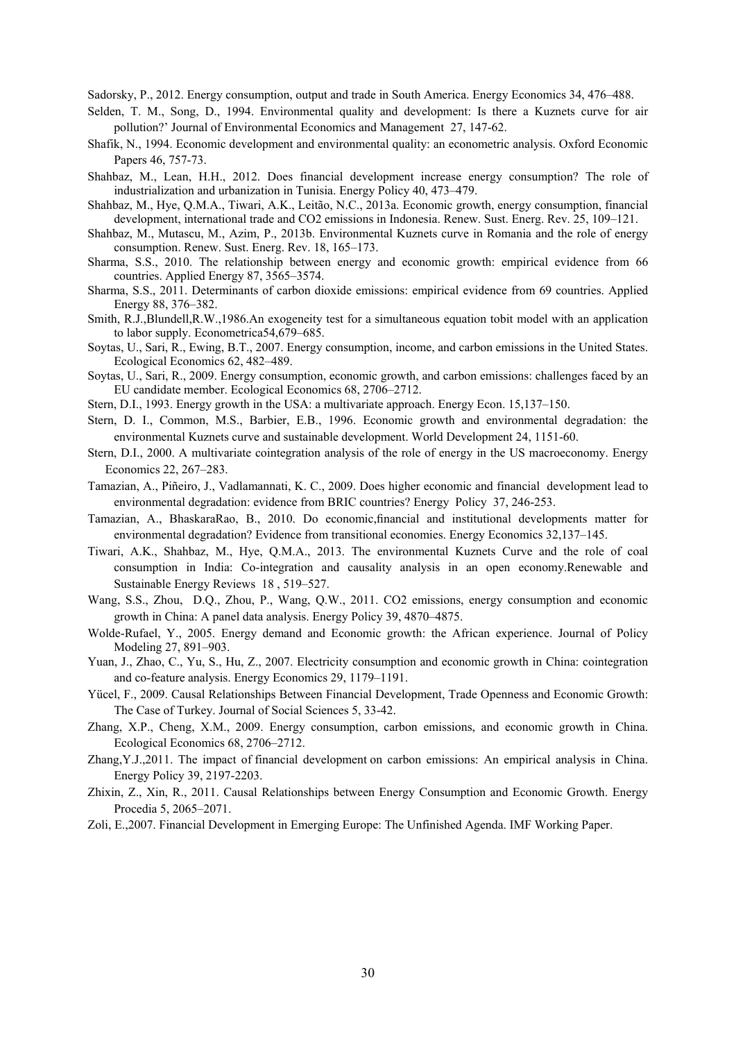Sadorsky, P., 2012. Energy consumption, output and trade in South America. Energy Economics 34, 476–488.

Selden, T. M., Song, D., 1994. Environmental quality and development: Is there a Kuznets curve for air pollution?' Journal of Environmental Economics and Management 27, 147-62.

Shafik, N., 1994. Economic development and environmental quality: an econometric analysis. Oxford Economic Papers 46, 757-73.

Shahbaz, M., Lean, H.H., 2012. Does financial development increase energy consumption? The role of industrialization and urbanization in Tunisia. Energy Policy 40, 473–479.

Shahbaz, M., Hye, Q.M.A., Tiwari, A.K., Leitão, N.C., 2013a. Economic growth, energy consumption, financial development, international trade and CO2 emissions in Indonesia. Renew. Sust. Energ. Rev. 25, 109–121.

Shahbaz, M., Mutascu, M., Azim, P., 2013b. Environmental Kuznets curve in Romania and the role of energy consumption. Renew. Sust. Energ. Rev. 18, 165–173.

Sharma, S.S., 2010. The relationship between energy and economic growth: empirical evidence from 66 countries. Applied Energy 87, 3565–3574.

Sharma, S.S., 2011. Determinants of carbon dioxide emissions: empirical evidence from 69 countries. Applied Energy 88, 376–382.

Smith, R.J.,Blundell,R.W.,1986.An exogeneity test for a simultaneous equation tobit model with an application to labor supply. Econometrica54,679–685.

Soytas, U., Sari, R., Ewing, B.T., 2007. Energy consumption, income, and carbon emissions in the United States. Ecological Economics 62, 482–489.

Soytas, U., Sari, R., 2009. Energy consumption, economic growth, and carbon emissions: challenges faced by an EU candidate member. Ecological Economics 68, 2706–2712.

Stern, D.I., 1993. Energy growth in the USA: a multivariate approach. Energy Econ. 15,137–150.

Stern, D. I., Common, M.S., Barbier, E.B., 1996. Economic growth and environmental degradation: the environmental Kuznets curve and sustainable development. World Development 24, 1151-60.

Stern, D.I., 2000. A multivariate cointegration analysis of the role of energy in the US macroeconomy. Energy Economics 22, 267–283.

Tamazian, A., Piñeiro, J., Vadlamannati, K. C., 2009. Does higher economic and financial development lead to environmental degradation: evidence from BRIC countries? Energy Policy 37, 246-253.

Tamazian, A., BhaskaraRao, B., 2010. Do economic,financial and institutional developments matter for environmental degradation? Evidence from transitional economies. Energy Economics 32,137–145.

Tiwari, A.K., Shahbaz, M., Hye, Q.M.A., 2013. The environmental Kuznets Curve and the role of coal consumption in India: Co-integration and causality analysis in an open economy.Renewable and Sustainable Energy Reviews 18 , 519–527.

Wang, S.S., Zhou, D.Q., Zhou, P., Wang, Q.W., 2011. CO2 emissions, energy consumption and economic growth in China: A panel data analysis. Energy Policy 39, 4870–4875.

Wolde-Rufael, Y., 2005. Energy demand and Economic growth: the African experience. Journal of Policy Modeling 27, 891–903.

Yuan, J., Zhao, C., Yu, S., Hu, Z., 2007. Electricity consumption and economic growth in China: cointegration and co-feature analysis. Energy Economics 29, 1179–1191.

Yücel, F., 2009. Causal Relationships Between Financial Development, Trade Openness and Economic Growth: The Case of Turkey. Journal of Social Sciences 5, 33-42.

Zhang, X.P., Cheng, X.M., 2009. Energy consumption, carbon emissions, and economic growth in China. Ecological Economics 68, 2706–2712.

Zhang,Y.J.,2011. The impact of financial development on carbon emissions: An empirical analysis in China. Energy Policy 39, 2197-2203.

Zhixin, Z., Xin, R., 2011. Causal Relationships between Energy Consumption and Economic Growth. Energy Procedia 5, 2065–2071.

Zoli, E.,2007. Financial Development in Emerging Europe: The Unfinished Agenda. IMF Working Paper.